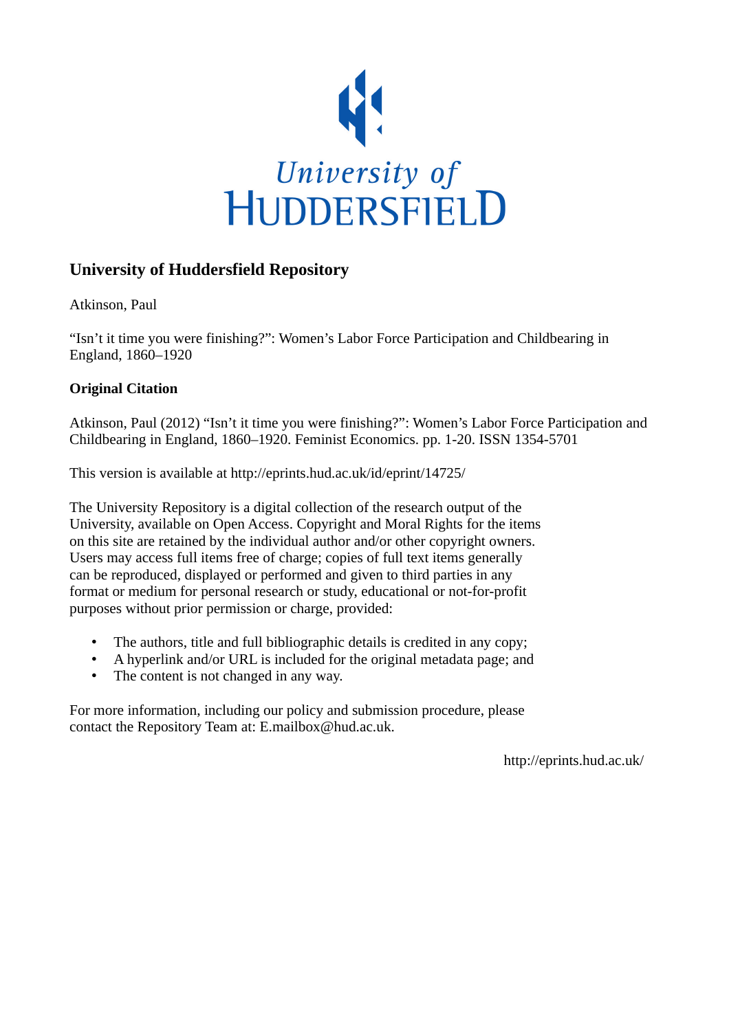University of HUDDERSFIELD

## University of Huddersfield Repository

Atkinson, Paul

"Isn't it time you were finishing?": Women's Labor Force Participation and Childbearing in England, 1860–1920

### Original Citation

Atkinson, Paul (2012) "Isn't it time you were finishing?": Women's Labor Force Participation and Childbearing in England, 1860–1920. Feminist Economics. pp. 1-20. ISSN 1354-5701

This version is available at http://eprints.hud.ac.uk/id/eprint/14725/

The University Repository is a digital collection of the research output of the University, available on Open Access. Copyright and Moral Rights for the items on this site are retained by the individual author and/or other copyright owners. Users may access full items free of charge; copies of full text items generally can be reproduced, displayed or performed and given to third parties in any format or medium for personal research or study, educational or not-for-profit purposes without prior permission or charge, provided:

- The authors, title and full bibliographic details is credited in any copy;
- A hyperlink and/or URL is included for the original metadata page; and
- The content is not changed in any way.

For more information, including our policy and submission procedure, please contact the Repository Team at: E.mailbox@hud.ac.uk.

http://eprints.hud.ac.uk/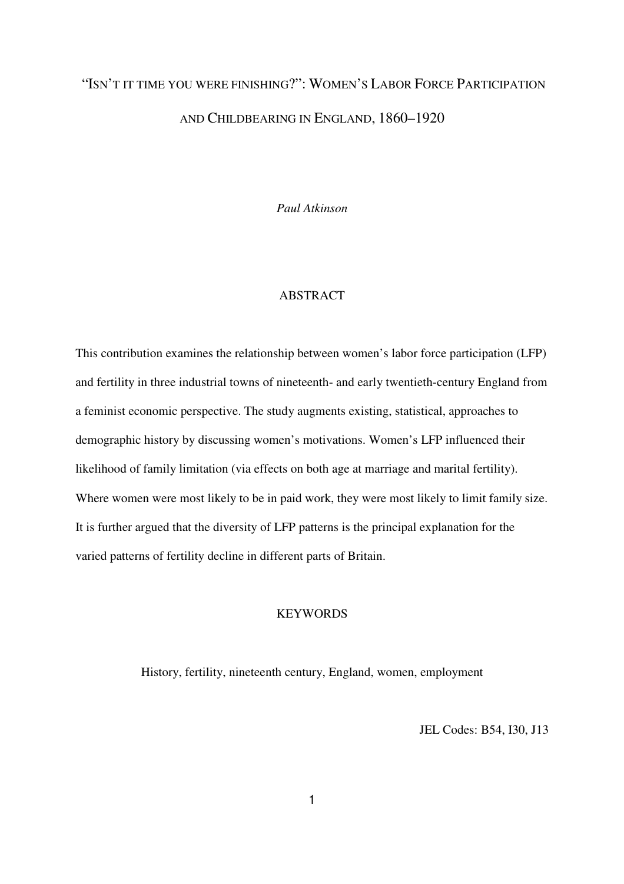# "ISN'T IT TIME YOU WERE FINISHING?": WOMEN'S LABOR FORCE PARTICIPATION AND CHILDBEARING IN ENGLAND, 1860–1920

*Paul Atkinson*

## ABSTRACT

This contribution examines the relationship between women's labor force participation (LFP) and fertility in three industrial towns of nineteenth- and early twentieth-century England from a feminist economic perspective. The study augments existing, statistical, approaches to demographic history by discussing women's motivations. Women's LFP influenced their likelihood of family limitation (via effects on both age at marriage and marital fertility). Where women were most likely to be in paid work, they were most likely to limit family size. It is further argued that the diversity of LFP patterns is the principal explanation for the varied patterns of fertility decline in different parts of Britain.

## KEYWORDS

History, fertility, nineteenth century, England, women, employment

JEL Codes: B54, I30, J13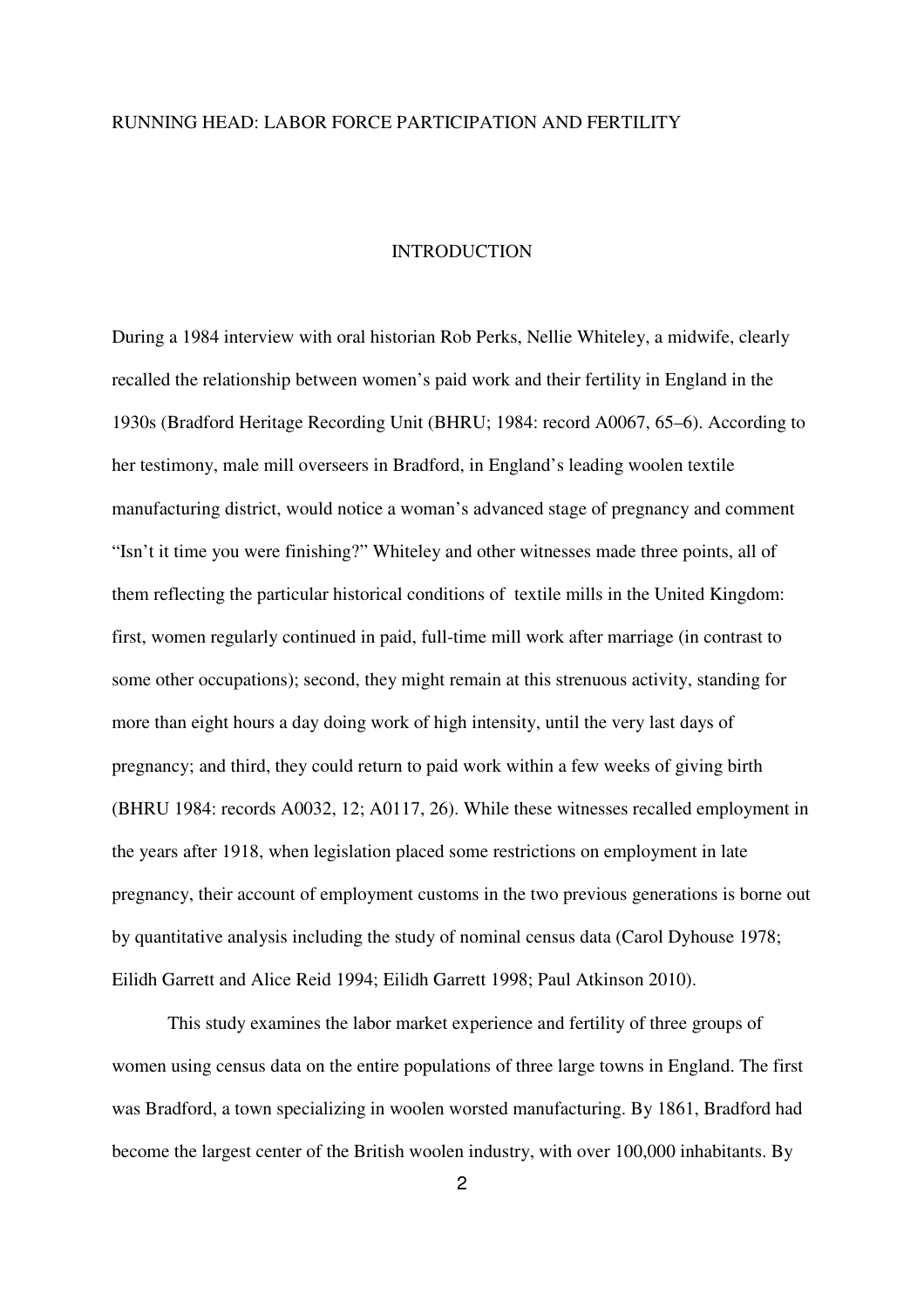## INTRODUCTION

During a 1984 interview with oral historian Rob Perks, Nellie Whiteley, a midwife, clearly recalled the relationship between women's paid work and their fertility in England in the 1930s (Bradford Heritage Recording Unit (BHRU; 1984: record A0067, 65–6). According to her testimony, male mill overseers in Bradford, in England's leading woolen textile manufacturing district, would notice a woman's advanced stage of pregnancy and comment "Isn't it time you were finishing?" Whiteley and other witnesses made three points, all of them reflecting the particular historical conditions of textile mills in the United Kingdom: first, women regularly continued in paid, full-time mill work after marriage (in contrast to some other occupations); second, they might remain at this strenuous activity, standing for more than eight hours a day doing work of high intensity, until the very last days of pregnancy; and third, they could return to paid work within a few weeks of giving birth (BHRU 1984: records A0032, 12; A0117, 26). While these witnesses recalled employment in the years after 1918, when legislation placed some restrictions on employment in late pregnancy, their account of employment customs in the two previous generations is borne out by quantitative analysis including the study of nominal census data (Carol Dyhouse 1978; Eilidh Garrett and Alice Reid 1994; Eilidh Garrett 1998; Paul Atkinson 2010).

This study examines the labor market experience and fertility of three groups of women using census data on the entire populations of three large towns in England. The first was Bradford, a town specializing in woolen worsted manufacturing. By 1861, Bradford had become the largest center of the British woolen industry, with over 100,000 inhabitants. By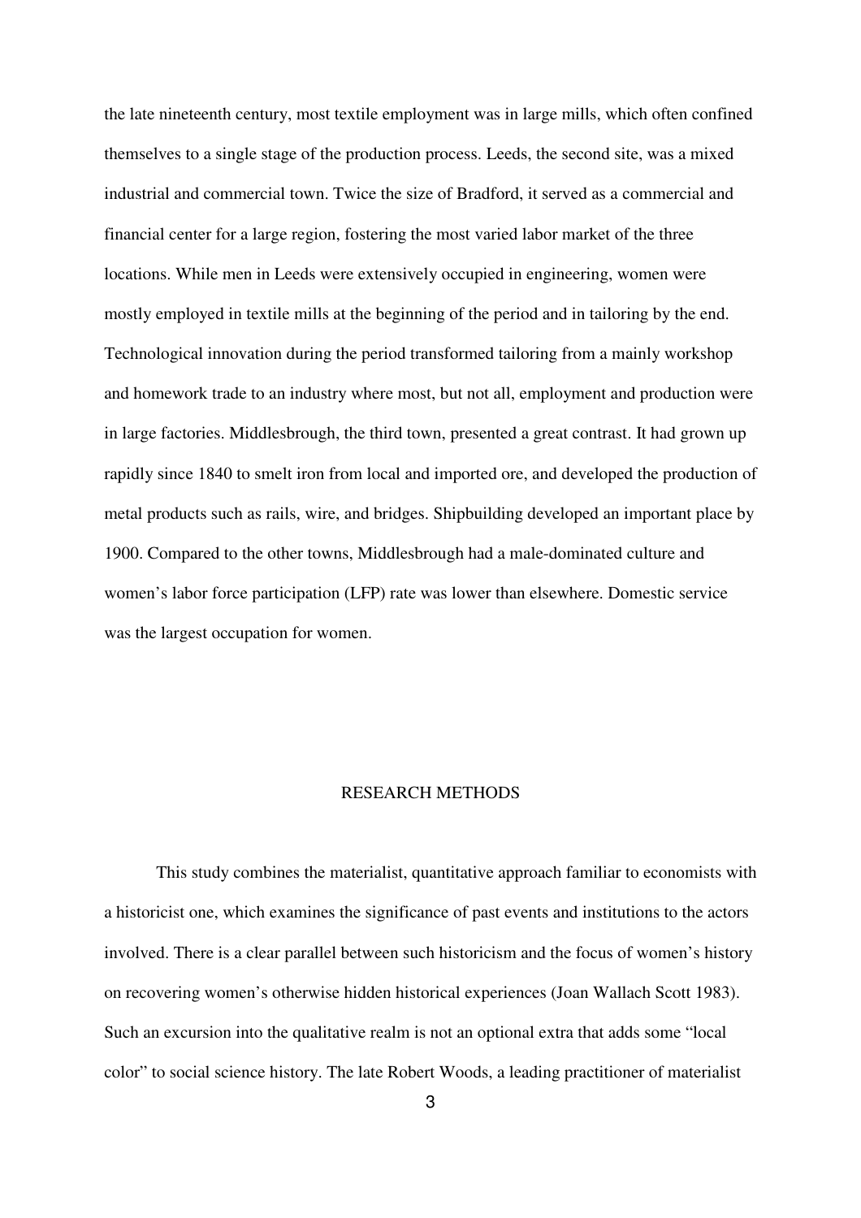the late nineteenth century, most textile employment was in large mills, which often confined themselves to a single stage of the production process. Leeds, the second site, was a mixed industrial and commercial town. Twice the size of Bradford, it served as a commercial and financial center for a large region, fostering the most varied labor market of the three locations. While men in Leeds were extensively occupied in engineering, women were mostly employed in textile mills at the beginning of the period and in tailoring by the end. Technological innovation during the period transformed tailoring from a mainly workshop and homework trade to an industry where most, but not all, employment and production were in large factories. Middlesbrough, the third town, presented a great contrast. It had grown up rapidly since 1840 to smelt iron from local and imported ore, and developed the production of metal products such as rails, wire, and bridges. Shipbuilding developed an important place by 1900. Compared to the other towns, Middlesbrough had a male-dominated culture and women's labor force participation (LFP) rate was lower than elsewhere. Domestic service was the largest occupation for women.

## RESEARCH METHODS

This study combines the materialist, quantitative approach familiar to economists with a historicist one, which examines the significance of past events and institutions to the actors involved. There is a clear parallel between such historicism and the focus of women's history on recovering women's otherwise hidden historical experiences (Joan Wallach Scott 1983). Such an excursion into the qualitative realm is not an optional extra that adds some "local color" to social science history. The late Robert Woods, a leading practitioner of materialist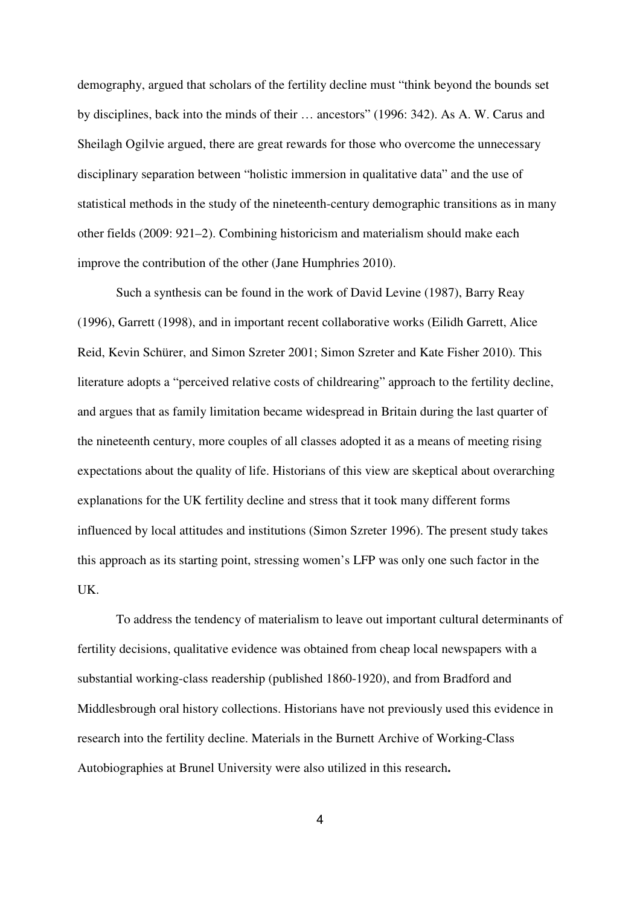demography, argued that scholars of the fertility decline must “think beyond the bounds set by disciplines, back into the minds of their … ancestors” (1996: 342). As A. W. Carus and Sheilagh Ogilvie argued, there are great rewards for those who overcome the unnecessary disciplinary separation between “holistic immersion in qualitative data” and the use of statistical methods in the study of the nineteenth-century demographic transitions as in many other fields (2009: 921–2). Combining historicism and materialism should make each improve the contribution of the other (Jane Humphries 2010).

Such a synthesis can be found in the work of David Levine (1987), Barry Reay (1996), Garrett (1998), and in important recent collaborative works (Eilidh Garrett, Alice Reid, Kevin Schürer, and Simon Szreter 2001; Simon Szreter and Kate Fisher 2010). This literature adopts a “perceived relative costs of childrearing” approach to the fertility decline, and argues that as family limitation became widespread in Britain during the last quarter of the nineteenth century, more couples of all classes adopted it as a means of meeting rising expectations about the quality of life. Historians of this view are skeptical about overarching explanations for the UK fertility decline and stress that it took many different forms influenced by local attitudes and institutions (Simon Szreter 1996). The present study takes this approach as its starting point, stressing women’s LFP was only one such factor in the UK.

To address the tendency of materialism to leave out important cultural determinants of fertility decisions, qualitative evidence was obtained from cheap local newspapers with a substantial working-class readership (published 1860-1920), and from Bradford and Middlesbrough oral history collections. Historians have not previously used this evidence in research into the fertility decline. Materials in the Burnett Archive of Working-Class Autobiographies at Brunel University were also utilized in this research.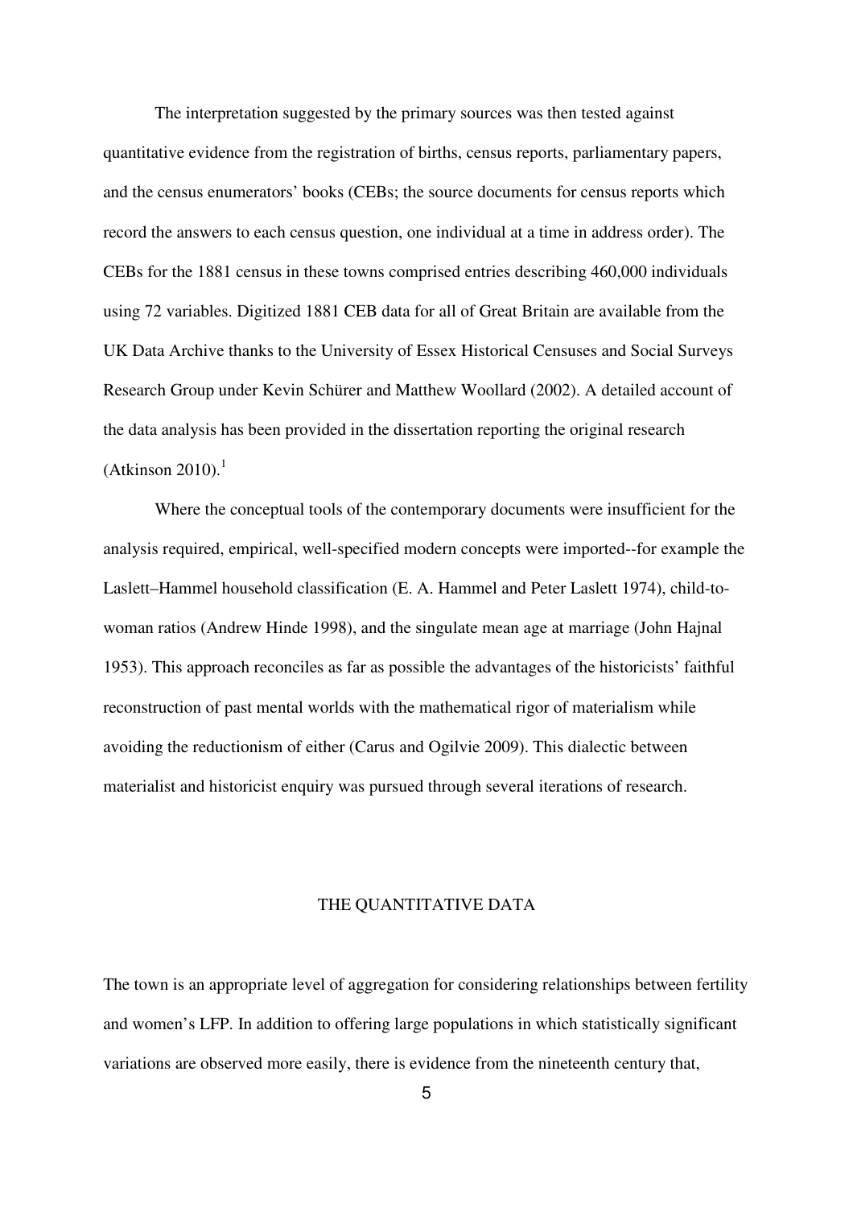The interpretation suggested by the primary sources was then tested against quantitative evidence from the registration of births, census reports, parliamentary papers, and the census enumerators' books (CEBs; the source documents for census reports which record the answers to each census question, one individual at a time in address order). The CEBs for the 1881 census in these towns comprised entries describing 460,000 individuals using 72 variables. Digitized 1881 CEB data for all of Great Britain are available from the UK Data Archive thanks to the University of Essex Historical Censuses and Social Surveys Research Group under Kevin Schürer and Matthew Woollard (2002). A detailed account of the data analysis has been provided in the dissertation reporting the original research (Atkinson 2010).[1]

Where the conceptual tools of the contemporary documents were insufficient for the analysis required, empirical, well-specified modern concepts were imported--for example the Laslett–Hammel household classification (E. A. Hammel and Peter Laslett 1974), child-to-woman ratios (Andrew Hinde 1998), and the singulate mean age at marriage (John Hajnal 1953). This approach reconciles as far as possible the advantages of the historicists' faithful reconstruction of past mental worlds with the mathematical rigor of materialism while avoiding the reductionism of either (Carus and Ogilvie 2009). This dialectic between materialist and historicist enquiry was pursued through several iterations of research.

## THE QUANTITATIVE DATA

The town is an appropriate level of aggregation for considering relationships between fertility and women's LFP. In addition to offering large populations in which statistically significant variations are observed more easily, there is evidence from the nineteenth century that,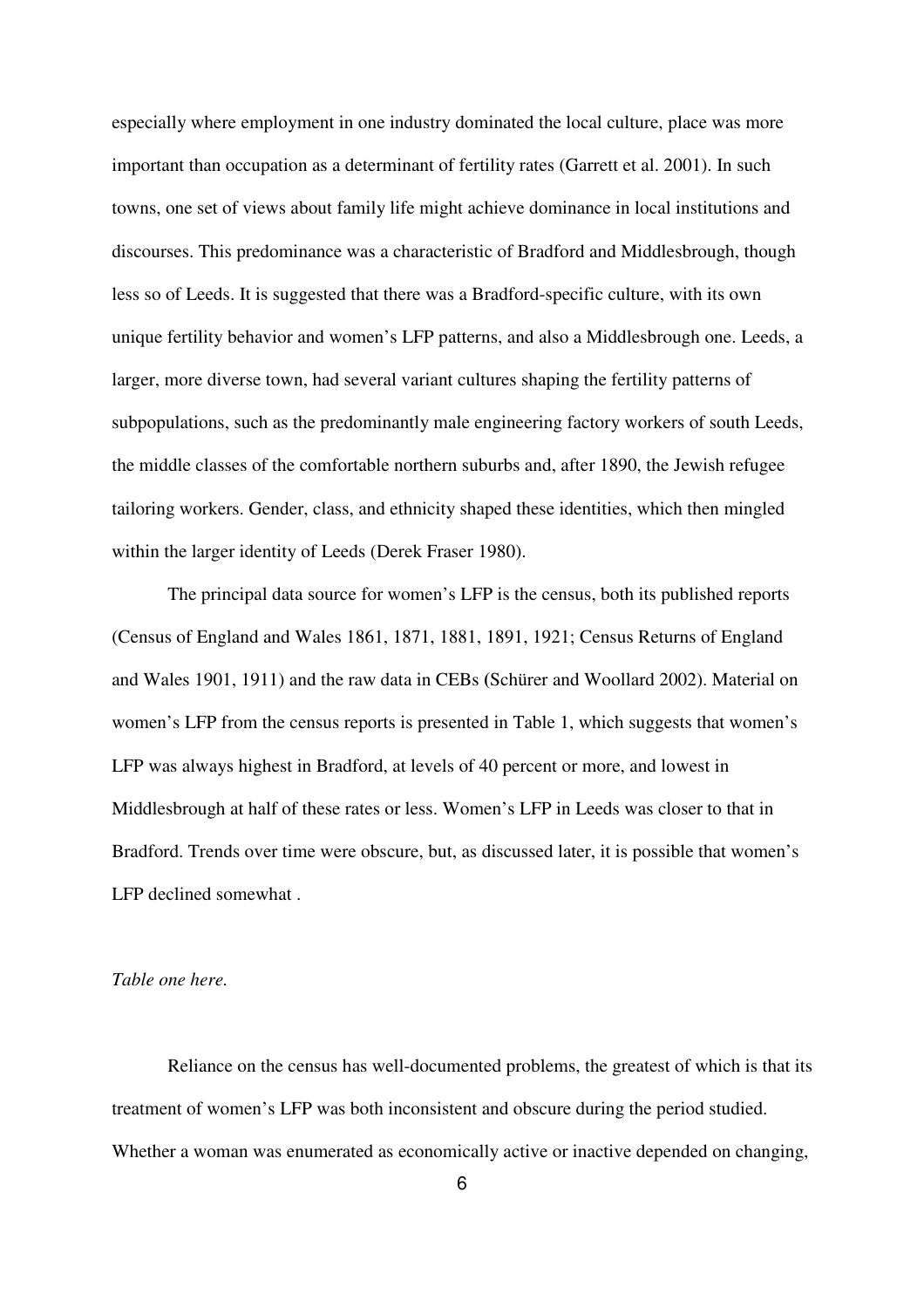especially where employment in one industry dominated the local culture, place was more important than occupation as a determinant of fertility rates (Garrett et al. 2001). In such towns, one set of views about family life might achieve dominance in local institutions and discourses. This predominance was a characteristic of Bradford and Middlesbrough, though less so of Leeds. It is suggested that there was a Bradford-specific culture, with its own unique fertility behavior and women's LFP patterns, and also a Middlesbrough one. Leeds, a larger, more diverse town, had several variant cultures shaping the fertility patterns of subpopulations, such as the predominantly male engineering factory workers of south Leeds, the middle classes of the comfortable northern suburbs and, after 1890, the Jewish refugee tailoring workers. Gender, class, and ethnicity shaped these identities, which then mingled within the larger identity of Leeds (Derek Fraser 1980).

The principal data source for women's LFP is the census, both its published reports (Census of England and Wales 1861, 1871, 1881, 1891, 1921; Census Returns of England and Wales 1901, 1911) and the raw data in CEBs (Schürer and Woollard 2002). Material on women's LFP from the census reports is presented in Table 1, which suggests that women's LFP was always highest in Bradford, at levels of 40 percent or more, and lowest in Middlesbrough at half of these rates or less. Women's LFP in Leeds was closer to that in Bradford. Trends over time were obscure, but, as discussed later, it is possible that women's LFP declined somewhat .

*Table one here.*

Reliance on the census has well-documented problems, the greatest of which is that its treatment of women's LFP was both inconsistent and obscure during the period studied. Whether a woman was enumerated as economically active or inactive depended on changing,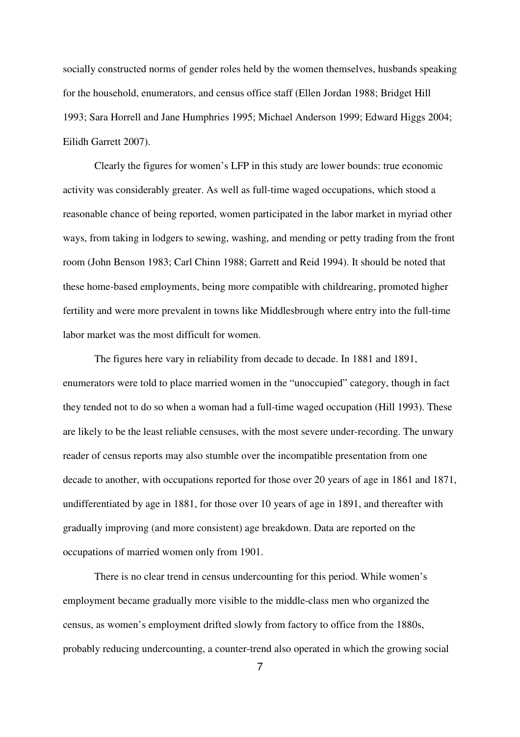socially constructed norms of gender roles held by the women themselves, husbands speaking for the household, enumerators, and census office staff (Ellen Jordan 1988; Bridget Hill 1993; Sara Horrell and Jane Humphries 1995; Michael Anderson 1999; Edward Higgs 2004; Eilidh Garrett 2007).

Clearly the figures for women's LFP in this study are lower bounds: true economic activity was considerably greater. As well as full-time waged occupations, which stood a reasonable chance of being reported, women participated in the labor market in myriad other ways, from taking in lodgers to sewing, washing, and mending or petty trading from the front room (John Benson 1983; Carl Chinn 1988; Garrett and Reid 1994). It should be noted that these home-based employments, being more compatible with childrearing, promoted higher fertility and were more prevalent in towns like Middlesbrough where entry into the full-time labor market was the most difficult for women.

The figures here vary in reliability from decade to decade. In 1881 and 1891, enumerators were told to place married women in the "unoccupied" category, though in fact they tended not to do so when a woman had a full-time waged occupation (Hill 1993). These are likely to be the least reliable censuses, with the most severe under-recording. The unwary reader of census reports may also stumble over the incompatible presentation from one decade to another, with occupations reported for those over 20 years of age in 1861 and 1871, undifferentiated by age in 1881, for those over 10 years of age in 1891, and thereafter with gradually improving (and more consistent) age breakdown. Data are reported on the occupations of married women only from 1901.

There is no clear trend in census undercounting for this period. While women's employment became gradually more visible to the middle-class men who organized the census, as women's employment drifted slowly from factory to office from the 1880s, probably reducing undercounting, a counter-trend also operated in which the growing social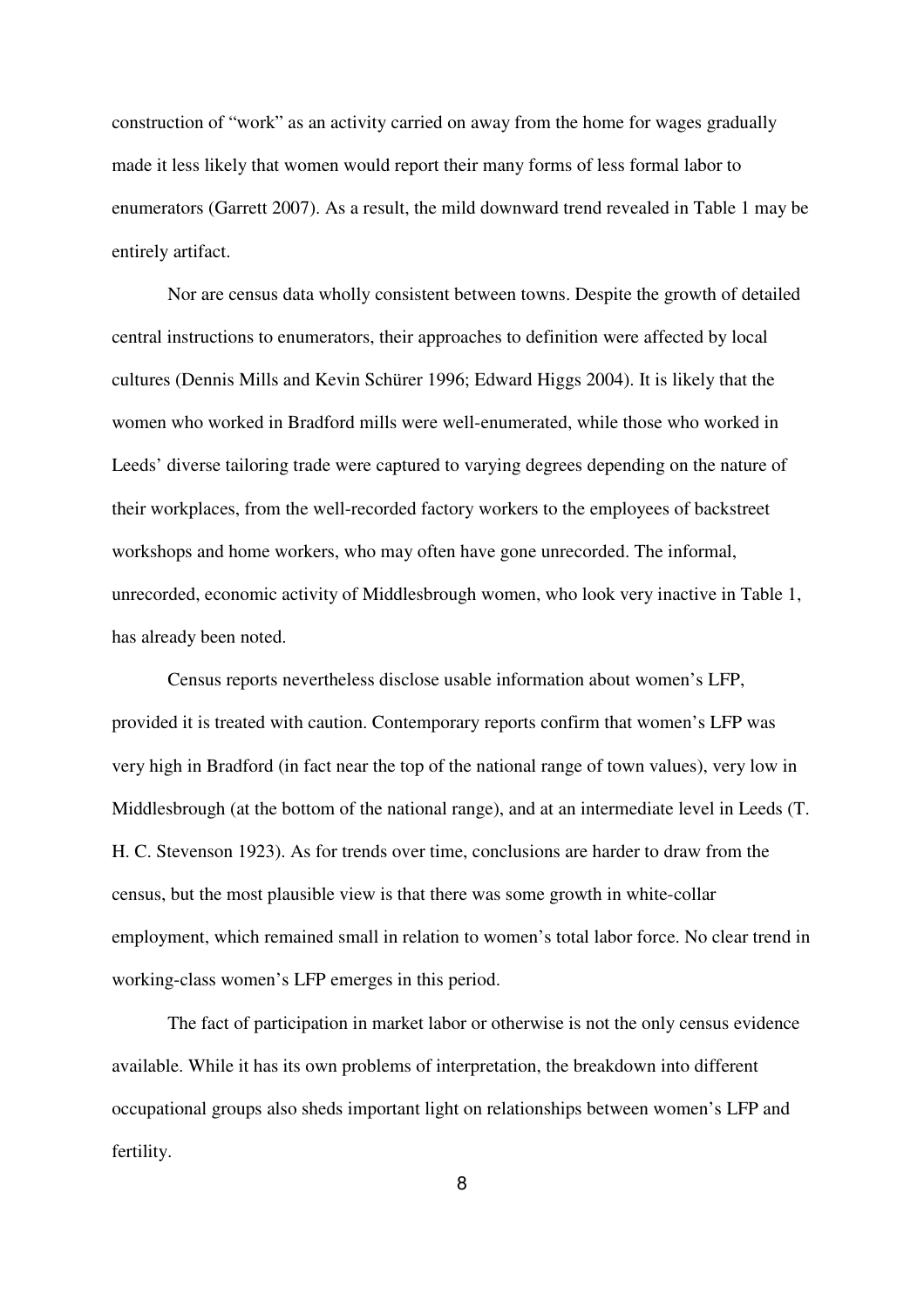construction of "work" as an activity carried on away from the home for wages gradually made it less likely that women would report their many forms of less formal labor to enumerators (Garrett 2007). As a result, the mild downward trend revealed in Table 1 may be entirely artifact.

Nor are census data wholly consistent between towns. Despite the growth of detailed central instructions to enumerators, their approaches to definition were affected by local cultures (Dennis Mills and Kevin Schürer 1996; Edward Higgs 2004). It is likely that the women who worked in Bradford mills were well-enumerated, while those who worked in Leeds' diverse tailoring trade were captured to varying degrees depending on the nature of their workplaces, from the well-recorded factory workers to the employees of backstreet workshops and home workers, who may often have gone unrecorded. The informal, unrecorded, economic activity of Middlesbrough women, who look very inactive in Table 1, has already been noted.

Census reports nevertheless disclose usable information about women's LFP, provided it is treated with caution. Contemporary reports confirm that women's LFP was very high in Bradford (in fact near the top of the national range of town values), very low in Middlesbrough (at the bottom of the national range), and at an intermediate level in Leeds (T. H. C. Stevenson 1923). As for trends over time, conclusions are harder to draw from the census, but the most plausible view is that there was some growth in white-collar employment, which remained small in relation to women's total labor force. No clear trend in working-class women's LFP emerges in this period.

The fact of participation in market labor or otherwise is not the only census evidence available. While it has its own problems of interpretation, the breakdown into different occupational groups also sheds important light on relationships between women's LFP and fertility.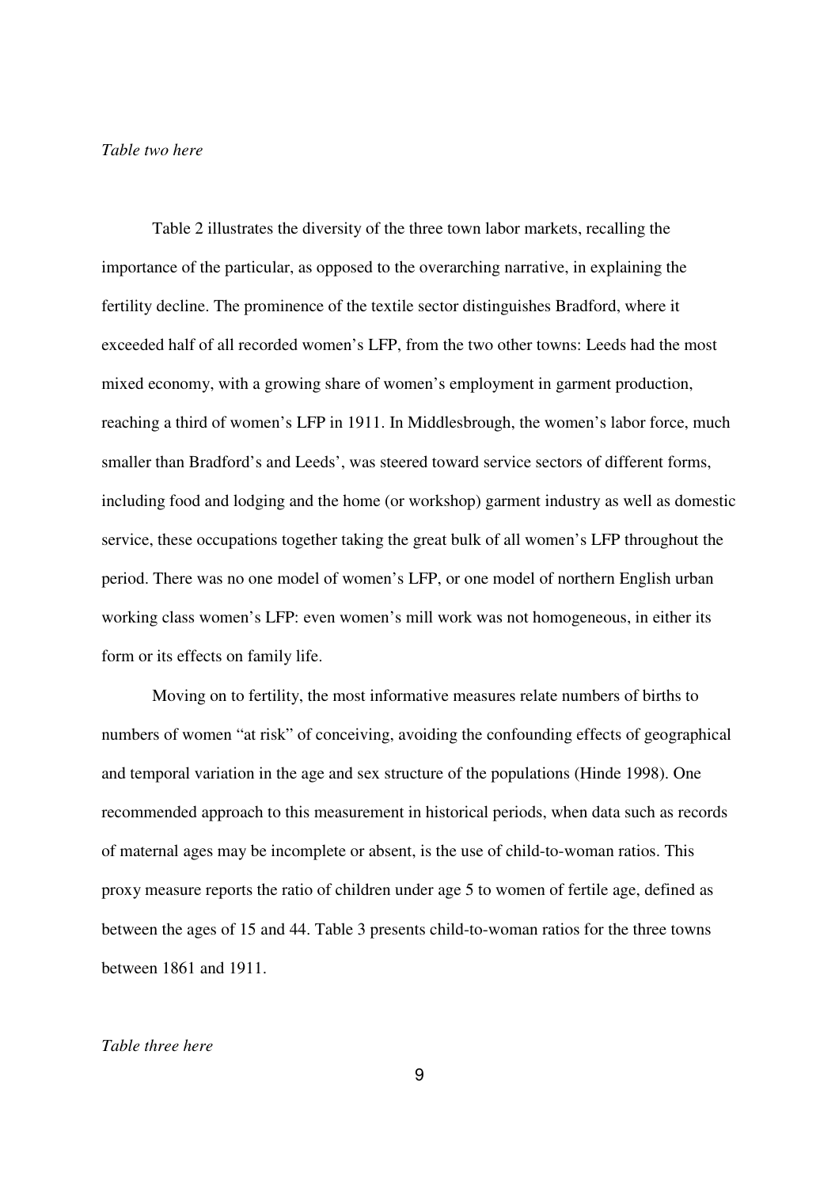*Table two here*

Table 2 illustrates the diversity of the three town labor markets, recalling the importance of the particular, as opposed to the overarching narrative, in explaining the fertility decline. The prominence of the textile sector distinguishes Bradford, where it exceeded half of all recorded women's LFP, from the two other towns: Leeds had the most mixed economy, with a growing share of women's employment in garment production, reaching a third of women's LFP in 1911. In Middlesbrough, the women's labor force, much smaller than Bradford's and Leeds', was steered toward service sectors of different forms, including food and lodging and the home (or workshop) garment industry as well as domestic service, these occupations together taking the great bulk of all women's LFP throughout the period. There was no one model of women's LFP, or one model of northern English urban working class women's LFP: even women's mill work was not homogeneous, in either its form or its effects on family life.

Moving on to fertility, the most informative measures relate numbers of births to numbers of women "at risk" of conceiving, avoiding the confounding effects of geographical and temporal variation in the age and sex structure of the populations (Hinde 1998). One recommended approach to this measurement in historical periods, when data such as records of maternal ages may be incomplete or absent, is the use of child-to-woman ratios. This proxy measure reports the ratio of children under age 5 to women of fertile age, defined as between the ages of 15 and 44. Table 3 presents child-to-woman ratios for the three towns between 1861 and 1911.

*Table three here*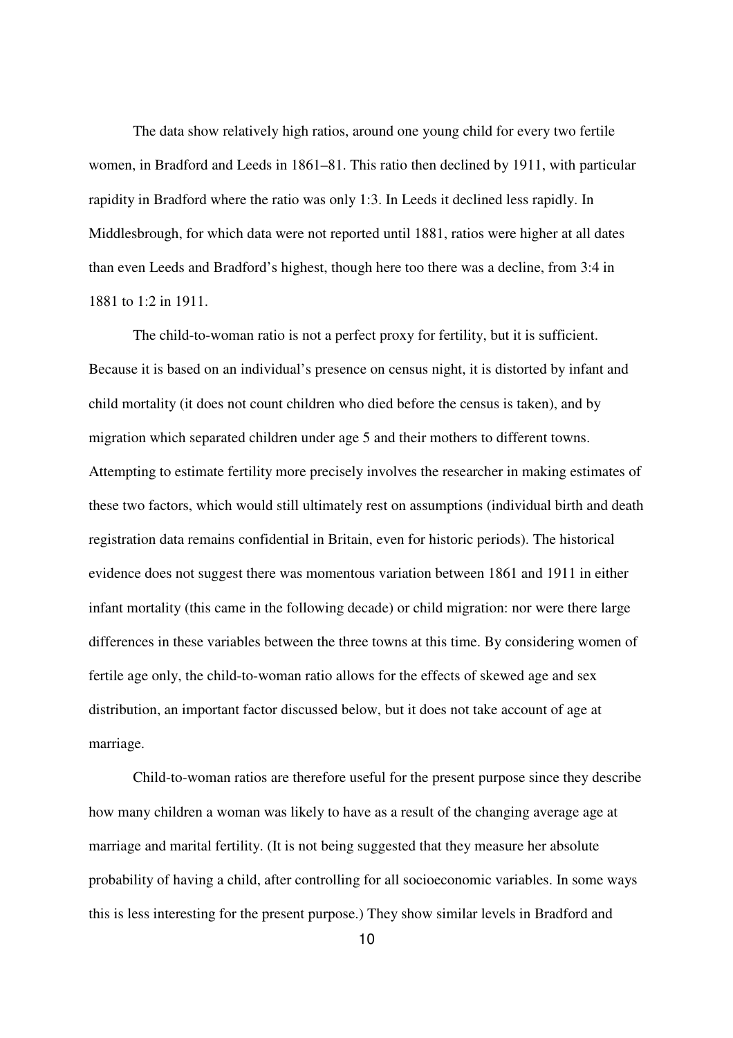The data show relatively high ratios, around one young child for every two fertile women, in Bradford and Leeds in 1861–81. This ratio then declined by 1911, with particular rapidity in Bradford where the ratio was only 1:3. In Leeds it declined less rapidly. In Middlesbrough, for which data were not reported until 1881, ratios were higher at all dates than even Leeds and Bradford's highest, though here too there was a decline, from 3:4 in 1881 to 1:2 in 1911.

The child-to-woman ratio is not a perfect proxy for fertility, but it is sufficient. Because it is based on an individual's presence on census night, it is distorted by infant and child mortality (it does not count children who died before the census is taken), and by migration which separated children under age 5 and their mothers to different towns. Attempting to estimate fertility more precisely involves the researcher in making estimates of these two factors, which would still ultimately rest on assumptions (individual birth and death registration data remains confidential in Britain, even for historic periods). The historical evidence does not suggest there was momentous variation between 1861 and 1911 in either infant mortality (this came in the following decade) or child migration: nor were there large differences in these variables between the three towns at this time. By considering women of fertile age only, the child-to-woman ratio allows for the effects of skewed age and sex distribution, an important factor discussed below, but it does not take account of age at marriage.

Child-to-woman ratios are therefore useful for the present purpose since they describe how many children a woman was likely to have as a result of the changing average age at marriage and marital fertility. (It is not being suggested that they measure her absolute probability of having a child, after controlling for all socioeconomic variables. In some ways this is less interesting for the present purpose.) They show similar levels in Bradford and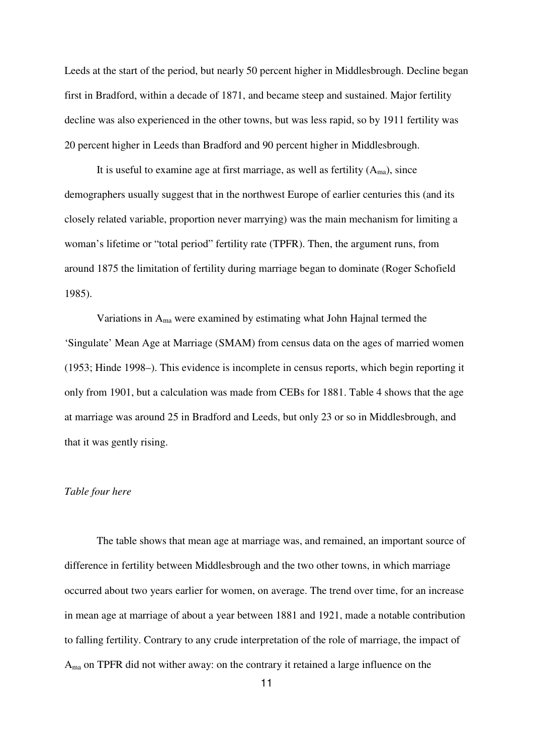Leeds at the start of the period, but nearly 50 percent higher in Middlesbrough. Decline began first in Bradford, within a decade of 1871, and became steep and sustained. Major fertility decline was also experienced in the other towns, but was less rapid, so by 1911 fertility was 20 percent higher in Leeds than Bradford and 90 percent higher in Middlesbrough.

It is useful to examine age at first marriage, as well as fertility ($A_{ma}$), since demographers usually suggest that in the northwest Europe of earlier centuries this (and its closely related variable, proportion never marrying) was the main mechanism for limiting a woman's lifetime or "total period" fertility rate (TPFR). Then, the argument runs, from around 1875 the limitation of fertility during marriage began to dominate (Roger Schofield 1985).

Variations in $A_{ma}$ were examined by estimating what John Hajnal termed the 'Singulate' Mean Age at Marriage (SMAM) from census data on the ages of married women (1953; Hinde 1998–). This evidence is incomplete in census reports, which begin reporting it only from 1901, but a calculation was made from CEBs for 1881. Table 4 shows that the age at marriage was around 25 in Bradford and Leeds, but only 23 or so in Middlesbrough, and that it was gently rising.

*Table four here*

The table shows that mean age at marriage was, and remained, an important source of difference in fertility between Middlesbrough and the two other towns, in which marriage occurred about two years earlier for women, on average. The trend over time, for an increase in mean age at marriage of about a year between 1881 and 1921, made a notable contribution to falling fertility. Contrary to any crude interpretation of the role of marriage, the impact of $A_{ma}$ on TPFR did not wither away: on the contrary it retained a large influence on the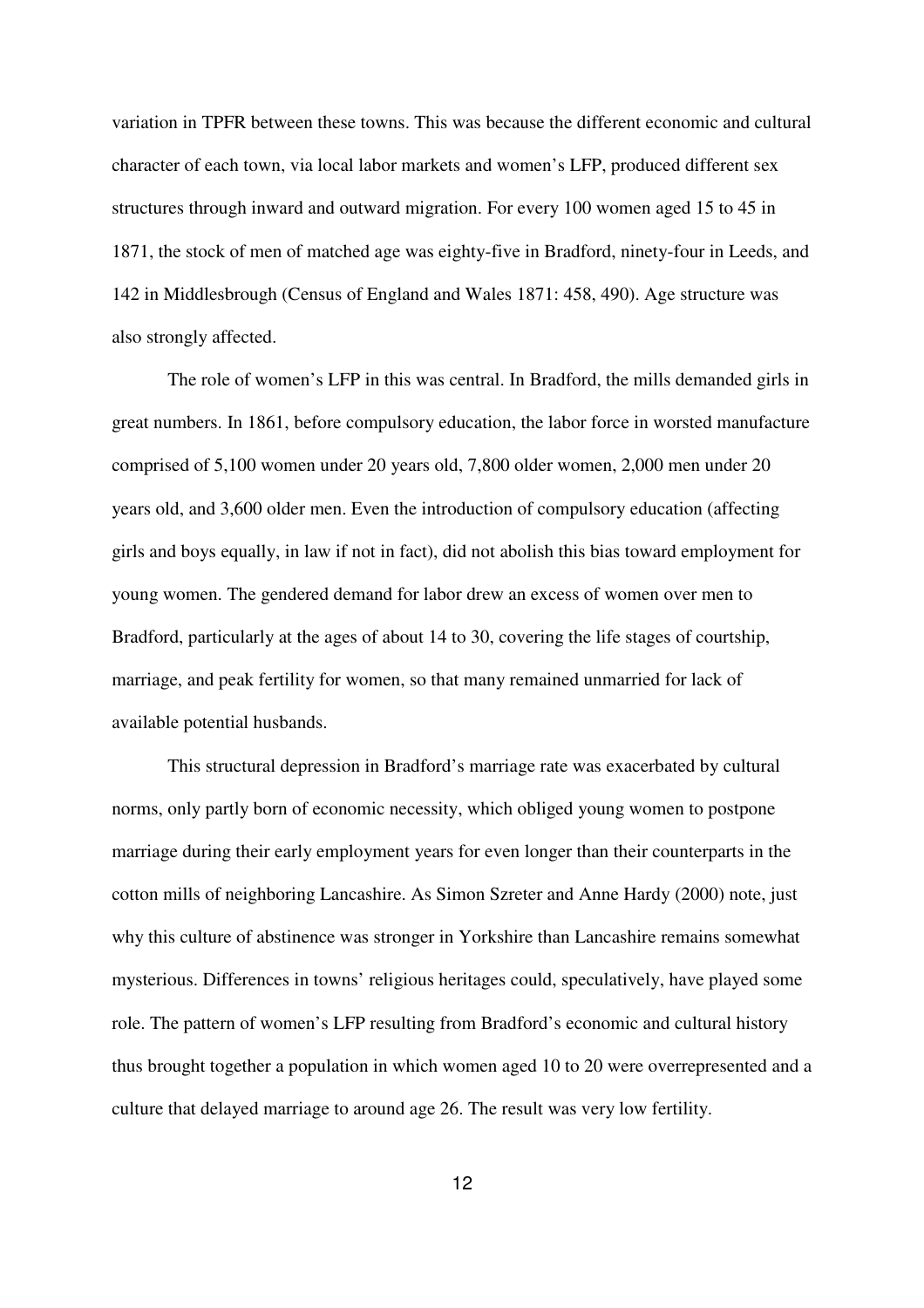variation in TPFR between these towns. This was because the different economic and cultural character of each town, via local labor markets and women's LFP, produced different sex structures through inward and outward migration. For every 100 women aged 15 to 45 in 1871, the stock of men of matched age was eighty-five in Bradford, ninety-four in Leeds, and 142 in Middlesbrough (Census of England and Wales 1871: 458, 490). Age structure was also strongly affected.

The role of women's LFP in this was central. In Bradford, the mills demanded girls in great numbers. In 1861, before compulsory education, the labor force in worsted manufacture comprised of 5,100 women under 20 years old, 7,800 older women, 2,000 men under 20 years old, and 3,600 older men. Even the introduction of compulsory education (affecting girls and boys equally, in law if not in fact), did not abolish this bias toward employment for young women. The gendered demand for labor drew an excess of women over men to Bradford, particularly at the ages of about 14 to 30, covering the life stages of courtship, marriage, and peak fertility for women, so that many remained unmarried for lack of available potential husbands.

This structural depression in Bradford's marriage rate was exacerbated by cultural norms, only partly born of economic necessity, which obliged young women to postpone marriage during their early employment years for even longer than their counterparts in the cotton mills of neighboring Lancashire. As Simon Szreter and Anne Hardy (2000) note, just why this culture of abstinence was stronger in Yorkshire than Lancashire remains somewhat mysterious. Differences in towns' religious heritages could, speculatively, have played some role. The pattern of women's LFP resulting from Bradford's economic and cultural history thus brought together a population in which women aged 10 to 20 were overrepresented and a culture that delayed marriage to around age 26. The result was very low fertility.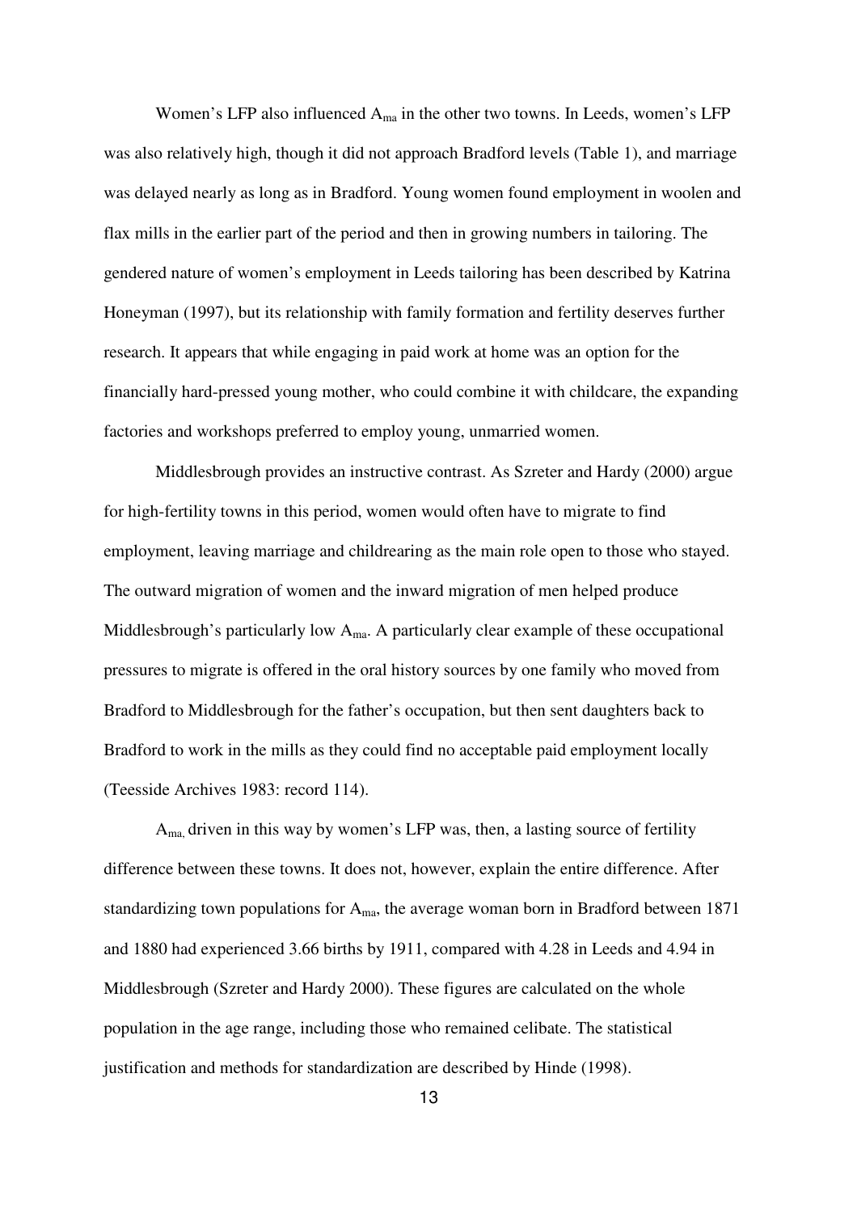Women's LFP also influenced $A_{ma}$ in the other two towns. In Leeds, women's LFP was also relatively high, though it did not approach Bradford levels (Table 1), and marriage was delayed nearly as long as in Bradford. Young women found employment in woolen and flax mills in the earlier part of the period and then in growing numbers in tailoring. The gendered nature of women's employment in Leeds tailoring has been described by Katrina Honeyman (1997), but its relationship with family formation and fertility deserves further research. It appears that while engaging in paid work at home was an option for the financially hard-pressed young mother, who could combine it with childcare, the expanding factories and workshops preferred to employ young, unmarried women.

Middlesbrough provides an instructive contrast. As Szreter and Hardy (2000) argue for high-fertility towns in this period, women would often have to migrate to find employment, leaving marriage and childrearing as the main role open to those who stayed. The outward migration of women and the inward migration of men helped produce Middlesbrough's particularly low $A_{ma}$. A particularly clear example of these occupational pressures to migrate is offered in the oral history sources by one family who moved from Bradford to Middlesbrough for the father's occupation, but then sent daughters back to Bradford to work in the mills as they could find no acceptable paid employment locally (Teesside Archives 1983: record 114).

$A_{ma}$, driven in this way by women's LFP was, then, a lasting source of fertility difference between these towns. It does not, however, explain the entire difference. After standardizing town populations for $A_{ma}$, the average woman born in Bradford between 1871 and 1880 had experienced 3.66 births by 1911, compared with 4.28 in Leeds and 4.94 in Middlesbrough (Szreter and Hardy 2000). These figures are calculated on the whole population in the age range, including those who remained celibate. The statistical justification and methods for standardization are described by Hinde (1998).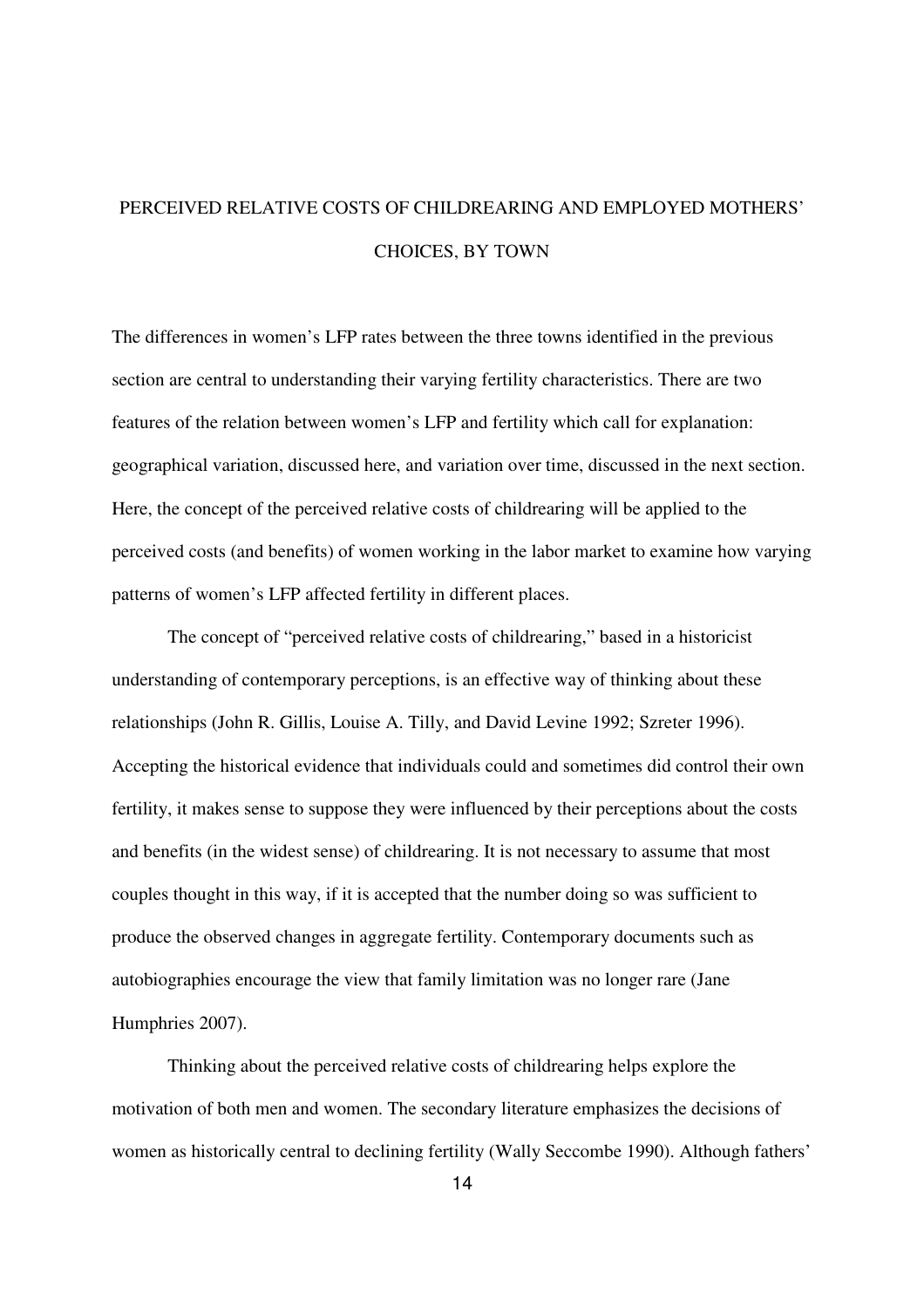## PERCEIVED RELATIVE COSTS OF CHILDREARING AND EMPLOYED MOTHERS' CHOICES, BY TOWN

The differences in women's LFP rates between the three towns identified in the previous section are central to understanding their varying fertility characteristics. There are two features of the relation between women's LFP and fertility which call for explanation: geographical variation, discussed here, and variation over time, discussed in the next section. Here, the concept of the perceived relative costs of childrearing will be applied to the perceived costs (and benefits) of women working in the labor market to examine how varying patterns of women's LFP affected fertility in different places.

The concept of "perceived relative costs of childrearing," based in a historicist understanding of contemporary perceptions, is an effective way of thinking about these relationships (John R. Gillis, Louise A. Tilly, and David Levine 1992; Szreter 1996). Accepting the historical evidence that individuals could and sometimes did control their own fertility, it makes sense to suppose they were influenced by their perceptions about the costs and benefits (in the widest sense) of childrearing. It is not necessary to assume that most couples thought in this way, if it is accepted that the number doing so was sufficient to produce the observed changes in aggregate fertility. Contemporary documents such as autobiographies encourage the view that family limitation was no longer rare (Jane Humphries 2007).

Thinking about the perceived relative costs of childrearing helps explore the motivation of both men and women. The secondary literature emphasizes the decisions of women as historically central to declining fertility (Wally Seccombe 1990). Although fathers'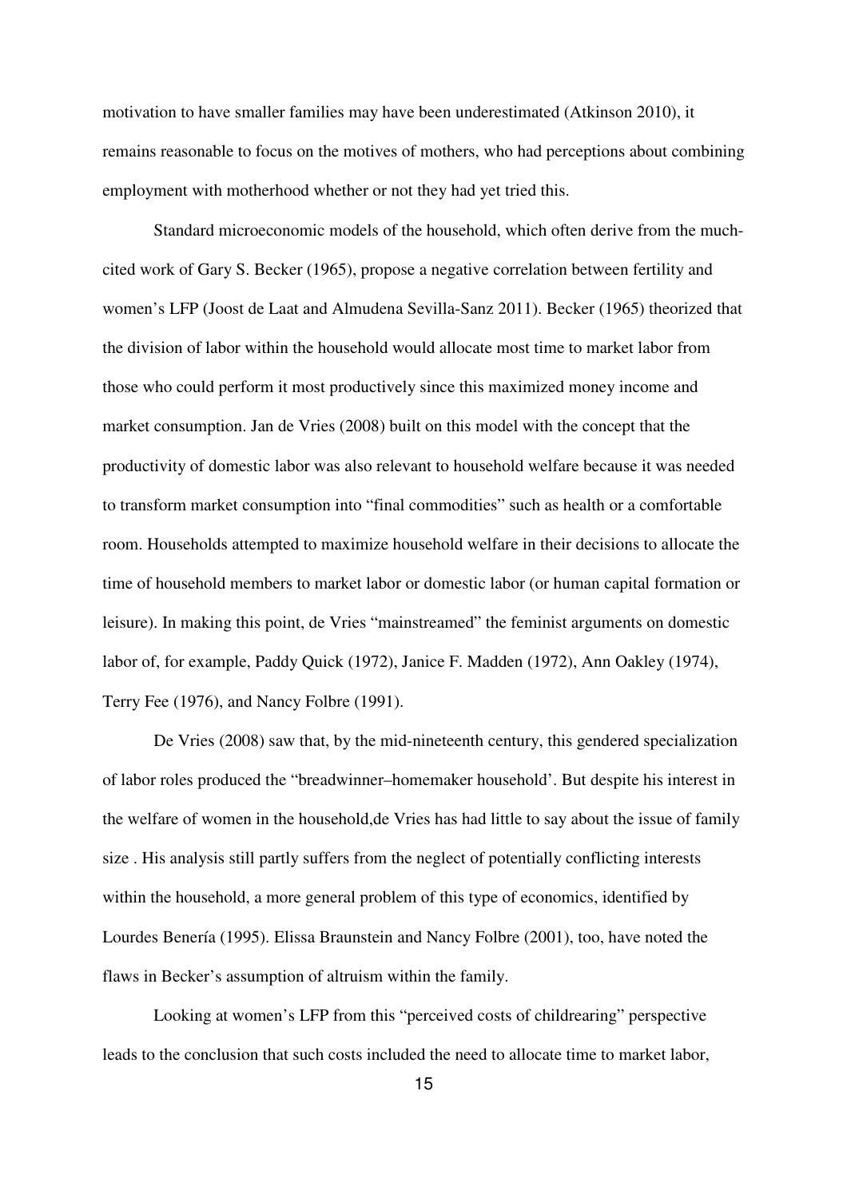motivation to have smaller families may have been underestimated (Atkinson 2010), it remains reasonable to focus on the motives of mothers, who had perceptions about combining employment with motherhood whether or not they had yet tried this.

Standard microeconomic models of the household, which often derive from the much-cited work of Gary S. Becker (1965), propose a negative correlation between fertility and women's LFP (Joost de Laat and Almudena Sevilla-Sanz 2011). Becker (1965) theorized that the division of labor within the household would allocate most time to market labor from those who could perform it most productively since this maximized money income and market consumption. Jan de Vries (2008) built on this model with the concept that the productivity of domestic labor was also relevant to household welfare because it was needed to transform market consumption into "final commodities" such as health or a comfortable room. Households attempted to maximize household welfare in their decisions to allocate the time of household members to market labor or domestic labor (or human capital formation or leisure). In making this point, de Vries "mainstreamed" the feminist arguments on domestic labor of, for example, Paddy Quick (1972), Janice F. Madden (1972), Ann Oakley (1974), Terry Fee (1976), and Nancy Folbre (1991).

De Vries (2008) saw that, by the mid-nineteenth century, this gendered specialization of labor roles produced the "breadwinner–homemaker household'. But despite his interest in the welfare of women in the household,de Vries has had little to say about the issue of family size . His analysis still partly suffers from the neglect of potentially conflicting interests within the household, a more general problem of this type of economics, identified by Lourdes Benería (1995). Elissa Braunstein and Nancy Folbre (2001), too, have noted the flaws in Becker's assumption of altruism within the family.

Looking at women's LFP from this "perceived costs of childrearing" perspective leads to the conclusion that such costs included the need to allocate time to market labor,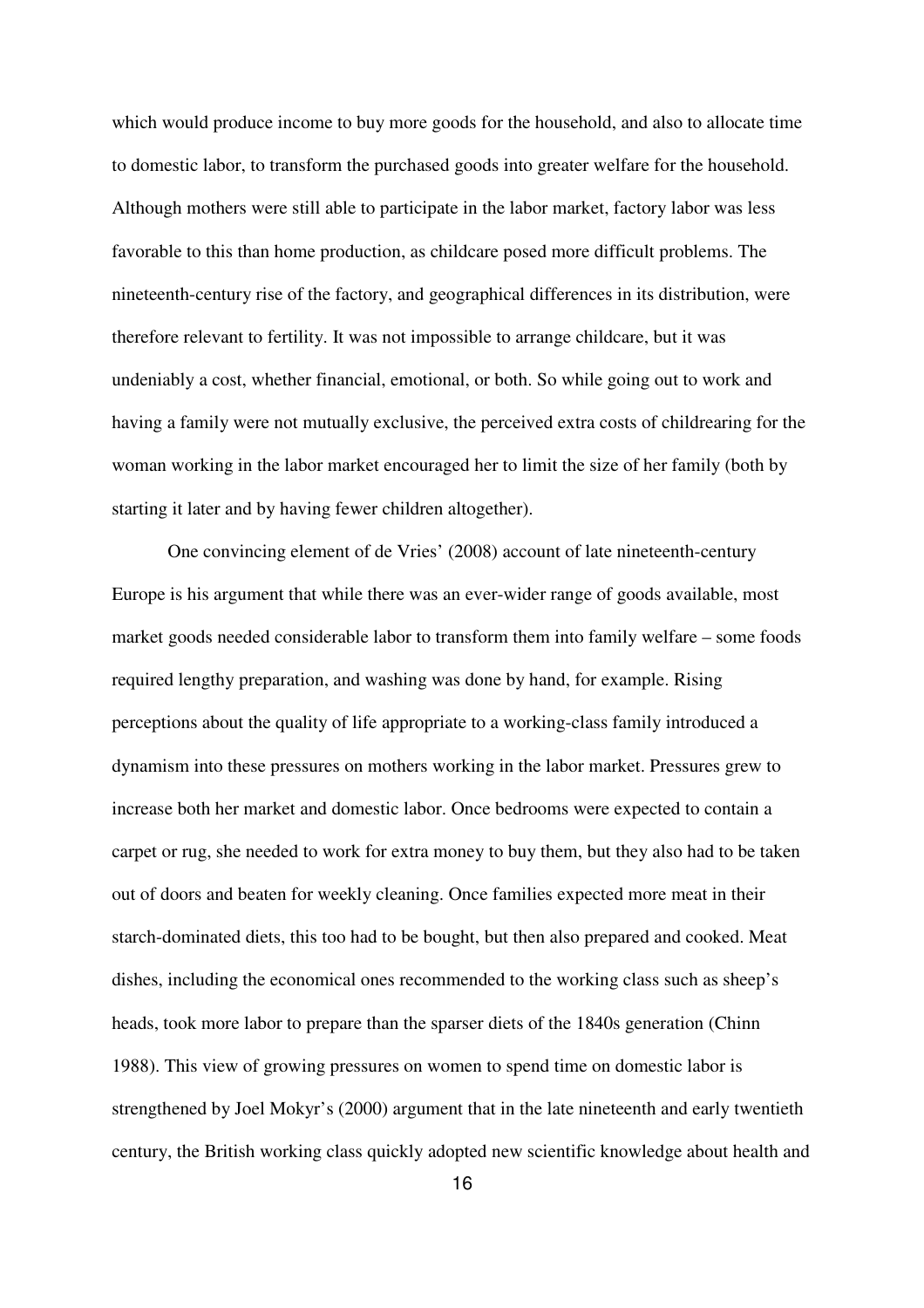which would produce income to buy more goods for the household, and also to allocate time to domestic labor, to transform the purchased goods into greater welfare for the household. Although mothers were still able to participate in the labor market, factory labor was less favorable to this than home production, as childcare posed more difficult problems. The nineteenth-century rise of the factory, and geographical differences in its distribution, were therefore relevant to fertility. It was not impossible to arrange childcare, but it was undeniably a cost, whether financial, emotional, or both. So while going out to work and having a family were not mutually exclusive, the perceived extra costs of childrearing for the woman working in the labor market encouraged her to limit the size of her family (both by starting it later and by having fewer children altogether).

One convincing element of de Vries' (2008) account of late nineteenth-century Europe is his argument that while there was an ever-wider range of goods available, most market goods needed considerable labor to transform them into family welfare – some foods required lengthy preparation, and washing was done by hand, for example. Rising perceptions about the quality of life appropriate to a working-class family introduced a dynamism into these pressures on mothers working in the labor market. Pressures grew to increase both her market and domestic labor. Once bedrooms were expected to contain a carpet or rug, she needed to work for extra money to buy them, but they also had to be taken out of doors and beaten for weekly cleaning. Once families expected more meat in their starch-dominated diets, this too had to be bought, but then also prepared and cooked. Meat dishes, including the economical ones recommended to the working class such as sheep's heads, took more labor to prepare than the sparser diets of the 1840s generation (Chinn 1988). This view of growing pressures on women to spend time on domestic labor is strengthened by Joel Mokyr's (2000) argument that in the late nineteenth and early twentieth century, the British working class quickly adopted new scientific knowledge about health and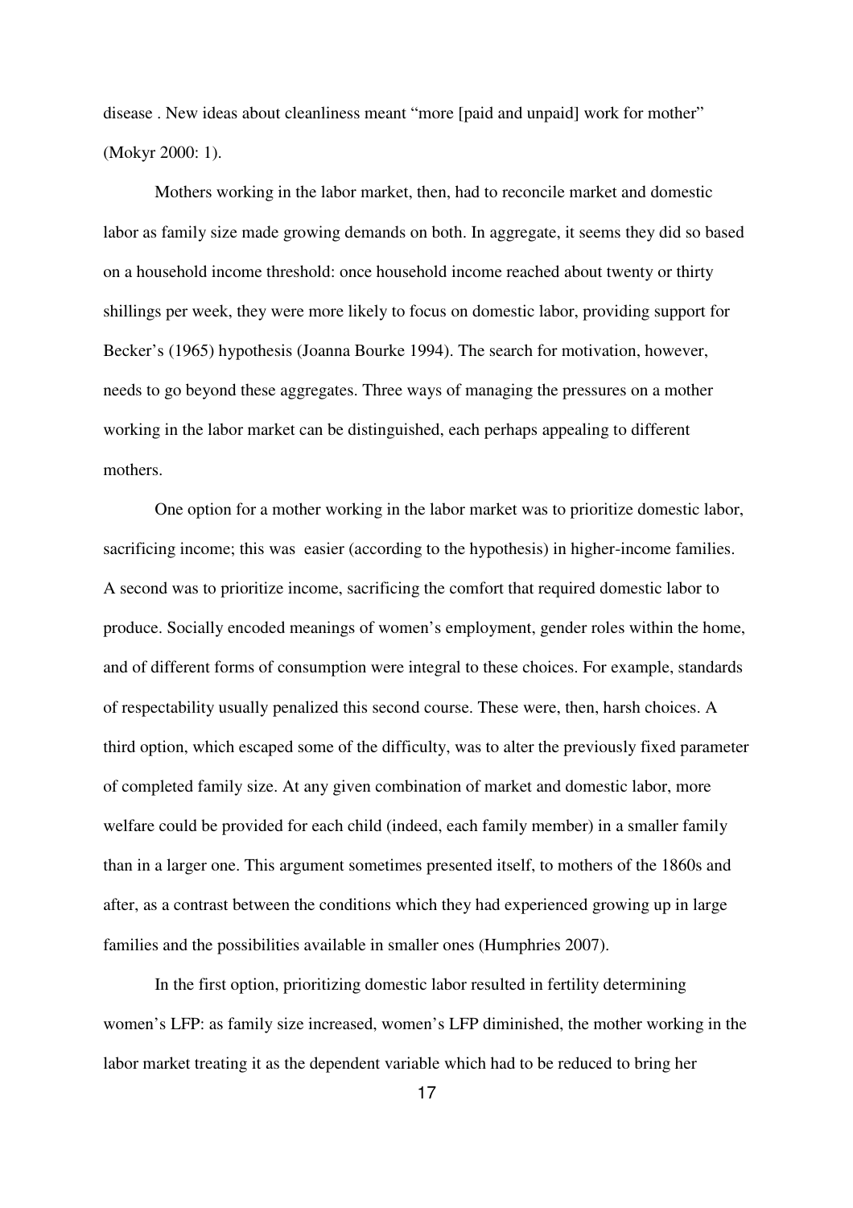disease . New ideas about cleanliness meant "more [paid and unpaid] work for mother" (Mokyr 2000: 1).

Mothers working in the labor market, then, had to reconcile market and domestic labor as family size made growing demands on both. In aggregate, it seems they did so based on a household income threshold: once household income reached about twenty or thirty shillings per week, they were more likely to focus on domestic labor, providing support for Becker's (1965) hypothesis (Joanna Bourke 1994). The search for motivation, however, needs to go beyond these aggregates. Three ways of managing the pressures on a mother working in the labor market can be distinguished, each perhaps appealing to different mothers.

One option for a mother working in the labor market was to prioritize domestic labor, sacrificing income; this was easier (according to the hypothesis) in higher-income families. A second was to prioritize income, sacrificing the comfort that required domestic labor to produce. Socially encoded meanings of women's employment, gender roles within the home, and of different forms of consumption were integral to these choices. For example, standards of respectability usually penalized this second course. These were, then, harsh choices. A third option, which escaped some of the difficulty, was to alter the previously fixed parameter of completed family size. At any given combination of market and domestic labor, more welfare could be provided for each child (indeed, each family member) in a smaller family than in a larger one. This argument sometimes presented itself, to mothers of the 1860s and after, as a contrast between the conditions which they had experienced growing up in large families and the possibilities available in smaller ones (Humphries 2007).

In the first option, prioritizing domestic labor resulted in fertility determining women's LFP: as family size increased, women's LFP diminished, the mother working in the labor market treating it as the dependent variable which had to be reduced to bring her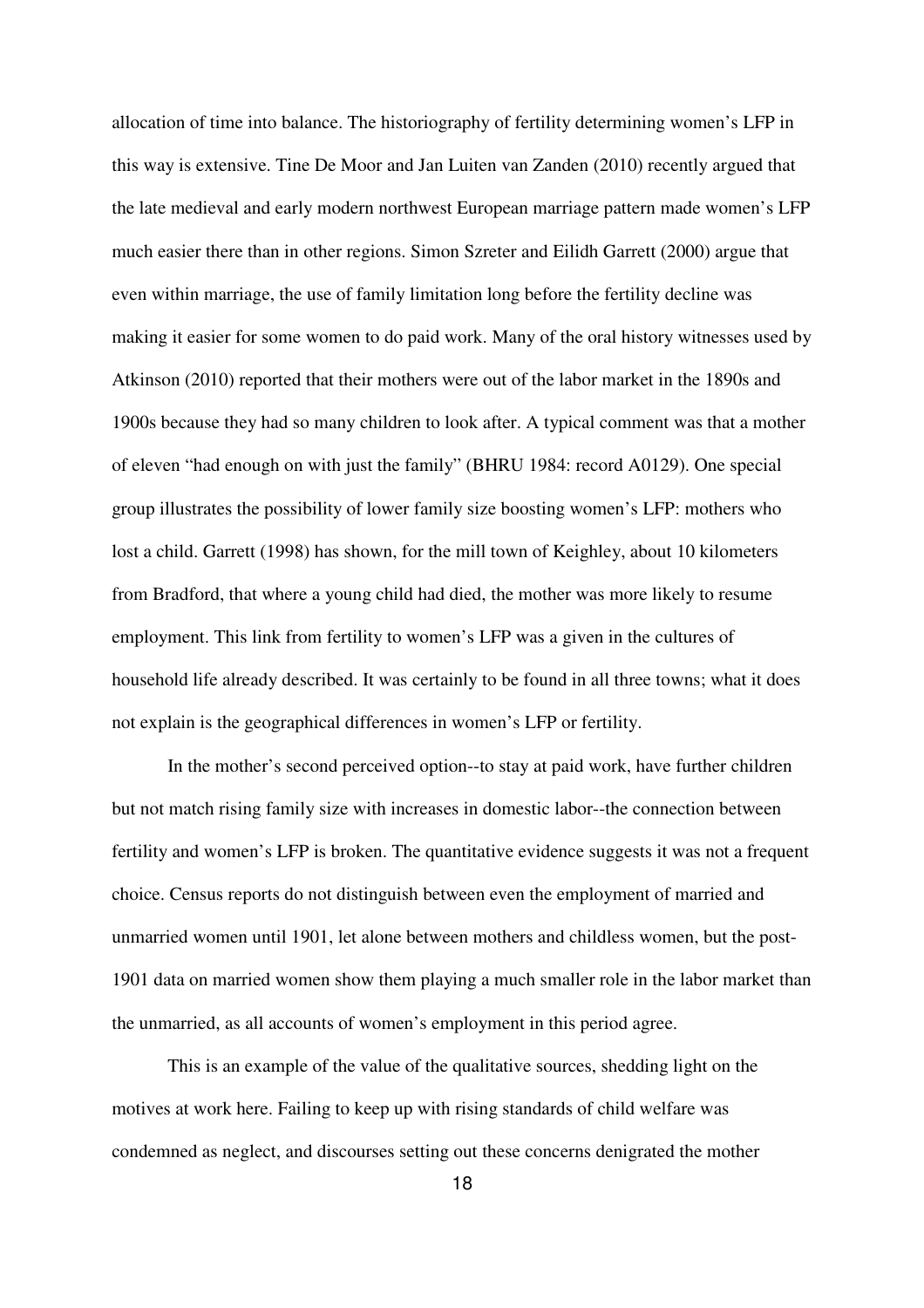allocation of time into balance. The historiography of fertility determining women's LFP in this way is extensive. Tine De Moor and Jan Luiten van Zanden (2010) recently argued that the late medieval and early modern northwest European marriage pattern made women's LFP much easier there than in other regions. Simon Szreter and Eilidh Garrett (2000) argue that even within marriage, the use of family limitation long before the fertility decline was making it easier for some women to do paid work. Many of the oral history witnesses used by Atkinson (2010) reported that their mothers were out of the labor market in the 1890s and 1900s because they had so many children to look after. A typical comment was that a mother of eleven "had enough on with just the family" (BHRU 1984: record A0129). One special group illustrates the possibility of lower family size boosting women's LFP: mothers who lost a child. Garrett (1998) has shown, for the mill town of Keighley, about 10 kilometers from Bradford, that where a young child had died, the mother was more likely to resume employment. This link from fertility to women's LFP was a given in the cultures of household life already described. It was certainly to be found in all three towns; what it does not explain is the geographical differences in women's LFP or fertility.

In the mother's second perceived option--to stay at paid work, have further children but not match rising family size with increases in domestic labor--the connection between fertility and women's LFP is broken. The quantitative evidence suggests it was not a frequent choice. Census reports do not distinguish between even the employment of married and unmarried women until 1901, let alone between mothers and childless women, but the post-1901 data on married women show them playing a much smaller role in the labor market than the unmarried, as all accounts of women's employment in this period agree.

This is an example of the value of the qualitative sources, shedding light on the motives at work here. Failing to keep up with rising standards of child welfare was condemned as neglect, and discourses setting out these concerns denigrated the mother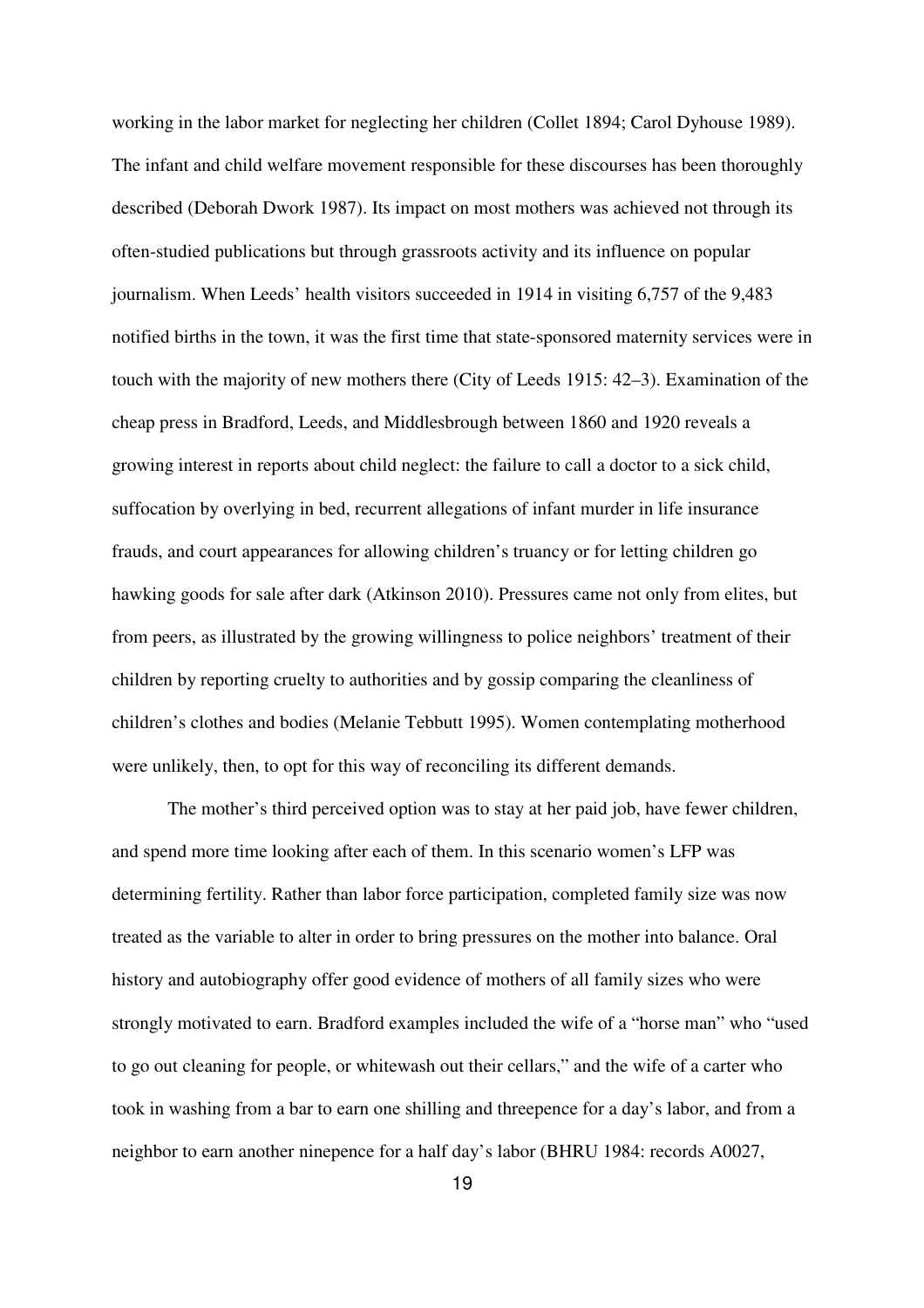working in the labor market for neglecting her children (Collet 1894; Carol Dyhouse 1989). The infant and child welfare movement responsible for these discourses has been thoroughly described (Deborah Dwork 1987). Its impact on most mothers was achieved not through its often-studied publications but through grassroots activity and its influence on popular journalism. When Leeds' health visitors succeeded in 1914 in visiting 6,757 of the 9,483 notified births in the town, it was the first time that state-sponsored maternity services were in touch with the majority of new mothers there (City of Leeds 1915: 42–3). Examination of the cheap press in Bradford, Leeds, and Middlesbrough between 1860 and 1920 reveals a growing interest in reports about child neglect: the failure to call a doctor to a sick child, suffocation by overlying in bed, recurrent allegations of infant murder in life insurance frauds, and court appearances for allowing children's truancy or for letting children go hawking goods for sale after dark (Atkinson 2010). Pressures came not only from elites, but from peers, as illustrated by the growing willingness to police neighbors' treatment of their children by reporting cruelty to authorities and by gossip comparing the cleanliness of children's clothes and bodies (Melanie Tebbutt 1995). Women contemplating motherhood were unlikely, then, to opt for this way of reconciling its different demands.

The mother's third perceived option was to stay at her paid job, have fewer children, and spend more time looking after each of them. In this scenario women's LFP was determining fertility. Rather than labor force participation, completed family size was now treated as the variable to alter in order to bring pressures on the mother into balance. Oral history and autobiography offer good evidence of mothers of all family sizes who were strongly motivated to earn. Bradford examples included the wife of a "horse man" who "used to go out cleaning for people, or whitewash out their cellars," and the wife of a carter who took in washing from a bar to earn one shilling and threepence for a day's labor, and from a neighbor to earn another ninepence for a half day's labor (BHRU 1984: records A0027,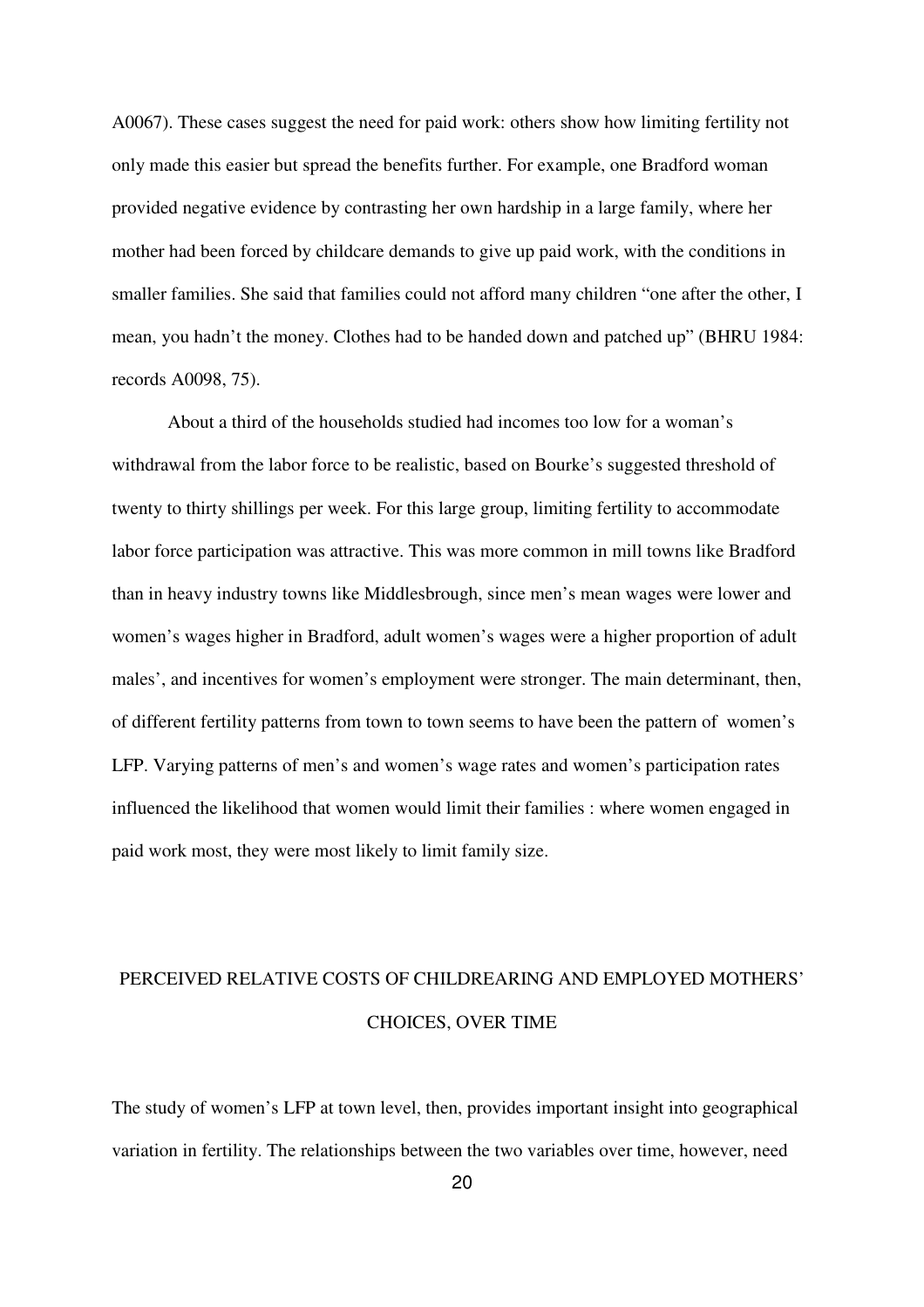A0067). These cases suggest the need for paid work: others show how limiting fertility not only made this easier but spread the benefits further. For example, one Bradford woman provided negative evidence by contrasting her own hardship in a large family, where her mother had been forced by childcare demands to give up paid work, with the conditions in smaller families. She said that families could not afford many children "one after the other, I mean, you hadn't the money. Clothes had to be handed down and patched up" (BHRU 1984: records A0098, 75).

About a third of the households studied had incomes too low for a woman's withdrawal from the labor force to be realistic, based on Bourke's suggested threshold of twenty to thirty shillings per week. For this large group, limiting fertility to accommodate labor force participation was attractive. This was more common in mill towns like Bradford than in heavy industry towns like Middlesbrough, since men's mean wages were lower and women's wages higher in Bradford, adult women's wages were a higher proportion of adult males', and incentives for women's employment were stronger. The main determinant, then, of different fertility patterns from town to town seems to have been the pattern of women's LFP. Varying patterns of men's and women's wage rates and women's participation rates influenced the likelihood that women would limit their families : where women engaged in paid work most, they were most likely to limit family size.

## PERCEIVED RELATIVE COSTS OF CHILDREARING AND EMPLOYED MOTHERS' CHOICES, OVER TIME

The study of women's LFP at town level, then, provides important insight into geographical variation in fertility. The relationships between the two variables over time, however, need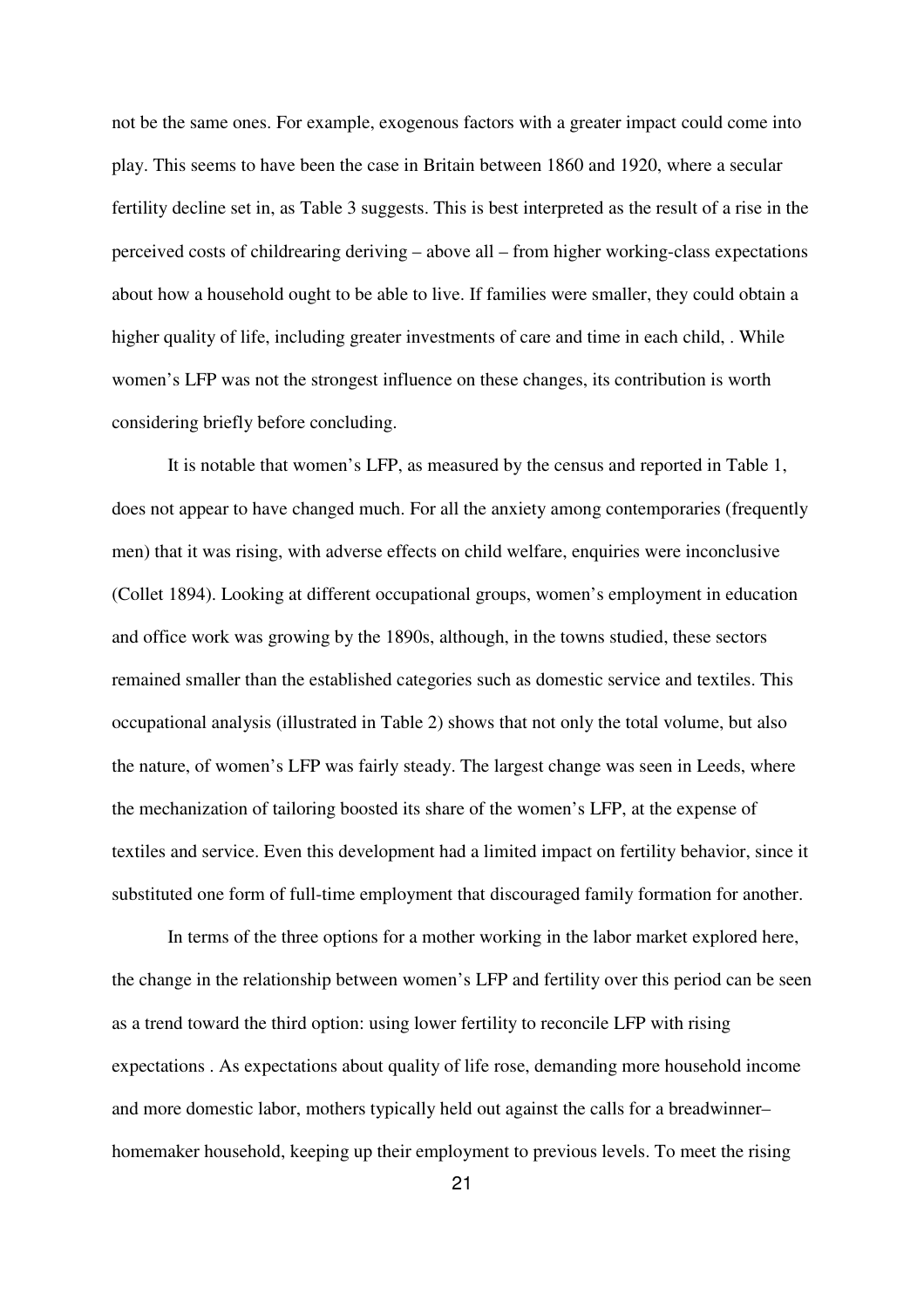not be the same ones. For example, exogenous factors with a greater impact could come into play. This seems to have been the case in Britain between 1860 and 1920, where a secular fertility decline set in, as Table 3 suggests. This is best interpreted as the result of a rise in the perceived costs of childrearing deriving – above all – from higher working-class expectations about how a household ought to be able to live. If families were smaller, they could obtain a higher quality of life, including greater investments of care and time in each child, . While women's LFP was not the strongest influence on these changes, its contribution is worth considering briefly before concluding.

It is notable that women's LFP, as measured by the census and reported in Table 1, does not appear to have changed much. For all the anxiety among contemporaries (frequently men) that it was rising, with adverse effects on child welfare, enquiries were inconclusive (Collet 1894). Looking at different occupational groups, women's employment in education and office work was growing by the 1890s, although, in the towns studied, these sectors remained smaller than the established categories such as domestic service and textiles. This occupational analysis (illustrated in Table 2) shows that not only the total volume, but also the nature, of women's LFP was fairly steady. The largest change was seen in Leeds, where the mechanization of tailoring boosted its share of the women's LFP, at the expense of textiles and service. Even this development had a limited impact on fertility behavior, since it substituted one form of full-time employment that discouraged family formation for another.

In terms of the three options for a mother working in the labor market explored here, the change in the relationship between women's LFP and fertility over this period can be seen as a trend toward the third option: using lower fertility to reconcile LFP with rising expectations . As expectations about quality of life rose, demanding more household income and more domestic labor, mothers typically held out against the calls for a breadwinner–homemaker household, keeping up their employment to previous levels. To meet the rising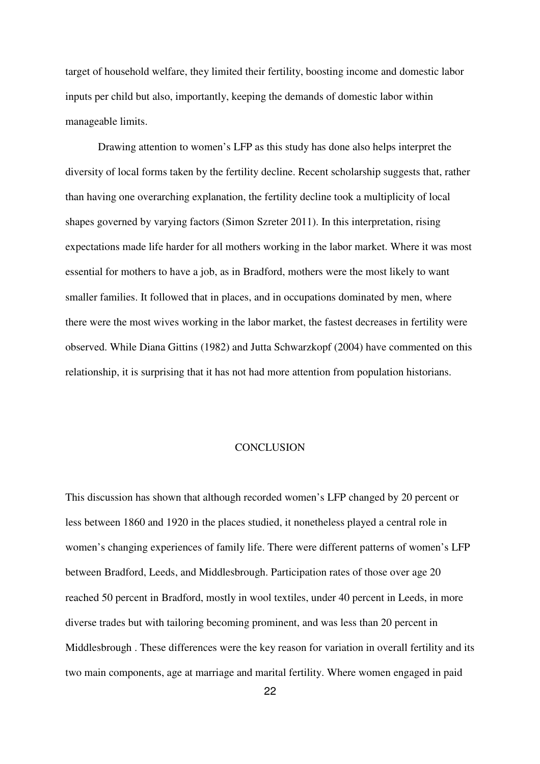target of household welfare, they limited their fertility, boosting income and domestic labor inputs per child but also, importantly, keeping the demands of domestic labor within manageable limits.

Drawing attention to women's LFP as this study has done also helps interpret the diversity of local forms taken by the fertility decline. Recent scholarship suggests that, rather than having one overarching explanation, the fertility decline took a multiplicity of local shapes governed by varying factors (Simon Szreter 2011). In this interpretation, rising expectations made life harder for all mothers working in the labor market. Where it was most essential for mothers to have a job, as in Bradford, mothers were the most likely to want smaller families. It followed that in places, and in occupations dominated by men, where there were the most wives working in the labor market, the fastest decreases in fertility were observed. While Diana Gittins (1982) and Jutta Schwarzkopf (2004) have commented on this relationship, it is surprising that it has not had more attention from population historians.

## CONCLUSION

This discussion has shown that although recorded women's LFP changed by 20 percent or less between 1860 and 1920 in the places studied, it nonetheless played a central role in women's changing experiences of family life. There were different patterns of women's LFP between Bradford, Leeds, and Middlesbrough. Participation rates of those over age 20 reached 50 percent in Bradford, mostly in wool textiles, under 40 percent in Leeds, in more diverse trades but with tailoring becoming prominent, and was less than 20 percent in Middlesbrough . These differences were the key reason for variation in overall fertility and its two main components, age at marriage and marital fertility. Where women engaged in paid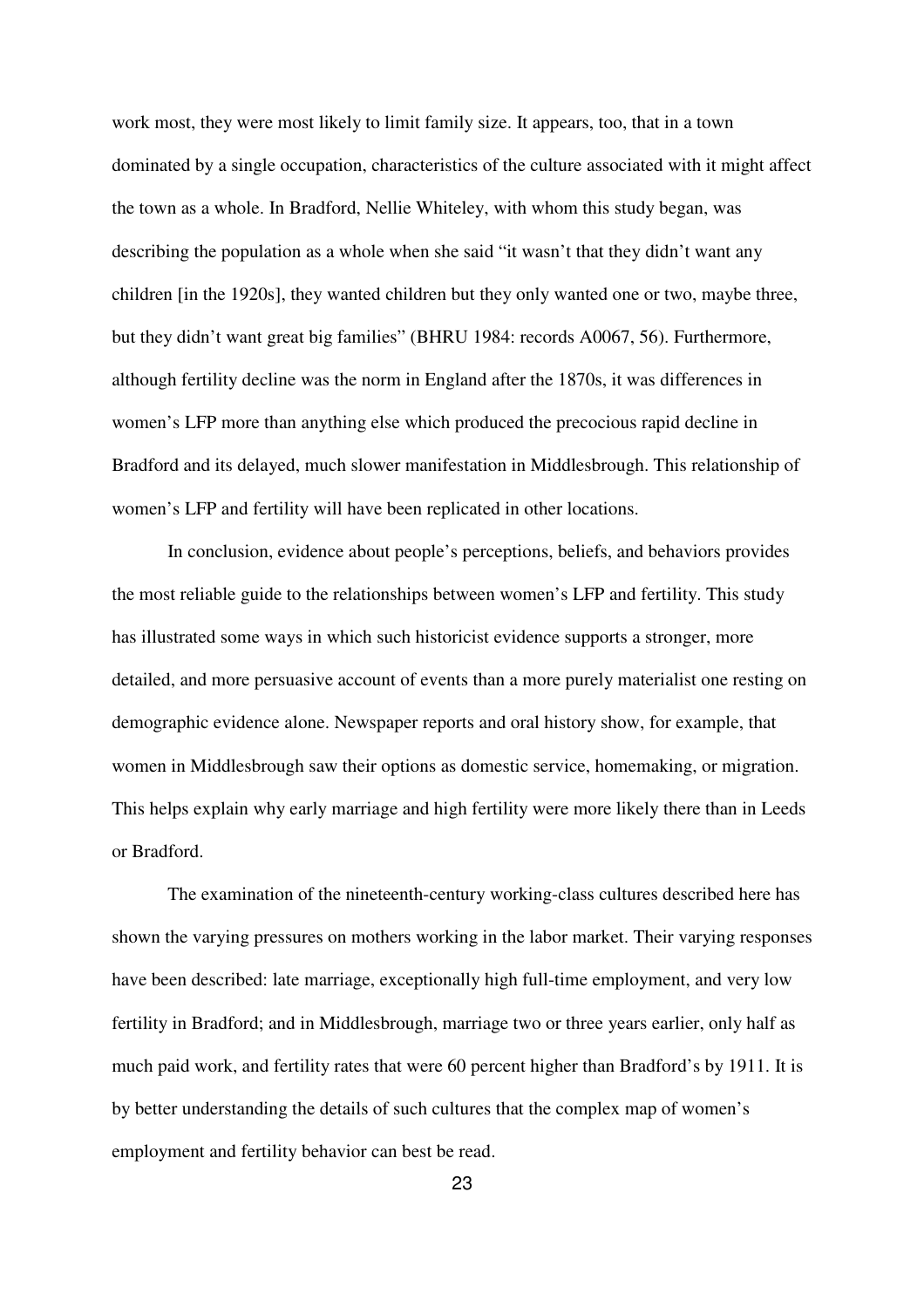work most, they were most likely to limit family size. It appears, too, that in a town dominated by a single occupation, characteristics of the culture associated with it might affect the town as a whole. In Bradford, Nellie Whiteley, with whom this study began, was describing the population as a whole when she said "it wasn't that they didn't want any children [in the 1920s], they wanted children but they only wanted one or two, maybe three, but they didn't want great big families" (BHRU 1984: records A0067, 56). Furthermore, although fertility decline was the norm in England after the 1870s, it was differences in women's LFP more than anything else which produced the precocious rapid decline in Bradford and its delayed, much slower manifestation in Middlesbrough. This relationship of women's LFP and fertility will have been replicated in other locations.

In conclusion, evidence about people's perceptions, beliefs, and behaviors provides the most reliable guide to the relationships between women's LFP and fertility. This study has illustrated some ways in which such historicist evidence supports a stronger, more detailed, and more persuasive account of events than a more purely materialist one resting on demographic evidence alone. Newspaper reports and oral history show, for example, that women in Middlesbrough saw their options as domestic service, homemaking, or migration. This helps explain why early marriage and high fertility were more likely there than in Leeds or Bradford.

The examination of the nineteenth-century working-class cultures described here has shown the varying pressures on mothers working in the labor market. Their varying responses have been described: late marriage, exceptionally high full-time employment, and very low fertility in Bradford; and in Middlesbrough, marriage two or three years earlier, only half as much paid work, and fertility rates that were 60 percent higher than Bradford's by 1911. It is by better understanding the details of such cultures that the complex map of women's employment and fertility behavior can best be read.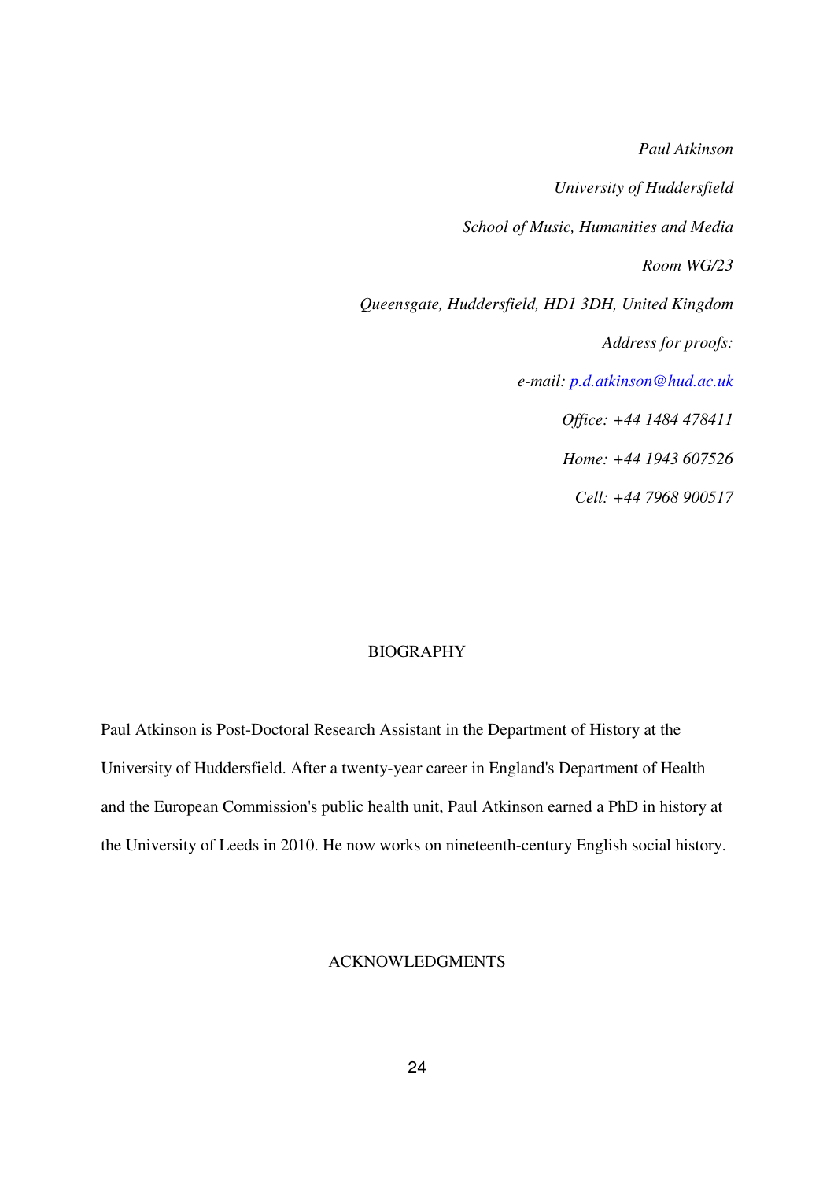*Paul Atkinson*

*University of Huddersfield*

*School of Music, Humanities and Media*

*Room WG/23*

*Queensgate, Huddersfield, HD1 3DH, United Kingdom*

*Address for proofs:*

*e-mail: p.d.atkinson@hud.ac.uk*

*Office: +44 1484 478411*

*Home: +44 1943 607526*

*Cell: +44 7968 900517*

## BIOGRAPHY

Paul Atkinson is Post-Doctoral Research Assistant in the Department of History at the University of Huddersfield. After a twenty-year career in England's Department of Health and the European Commission's public health unit, Paul Atkinson earned a PhD in history at the University of Leeds in 2010. He now works on nineteenth-century English social history.

## ACKNOWLEDGMENTS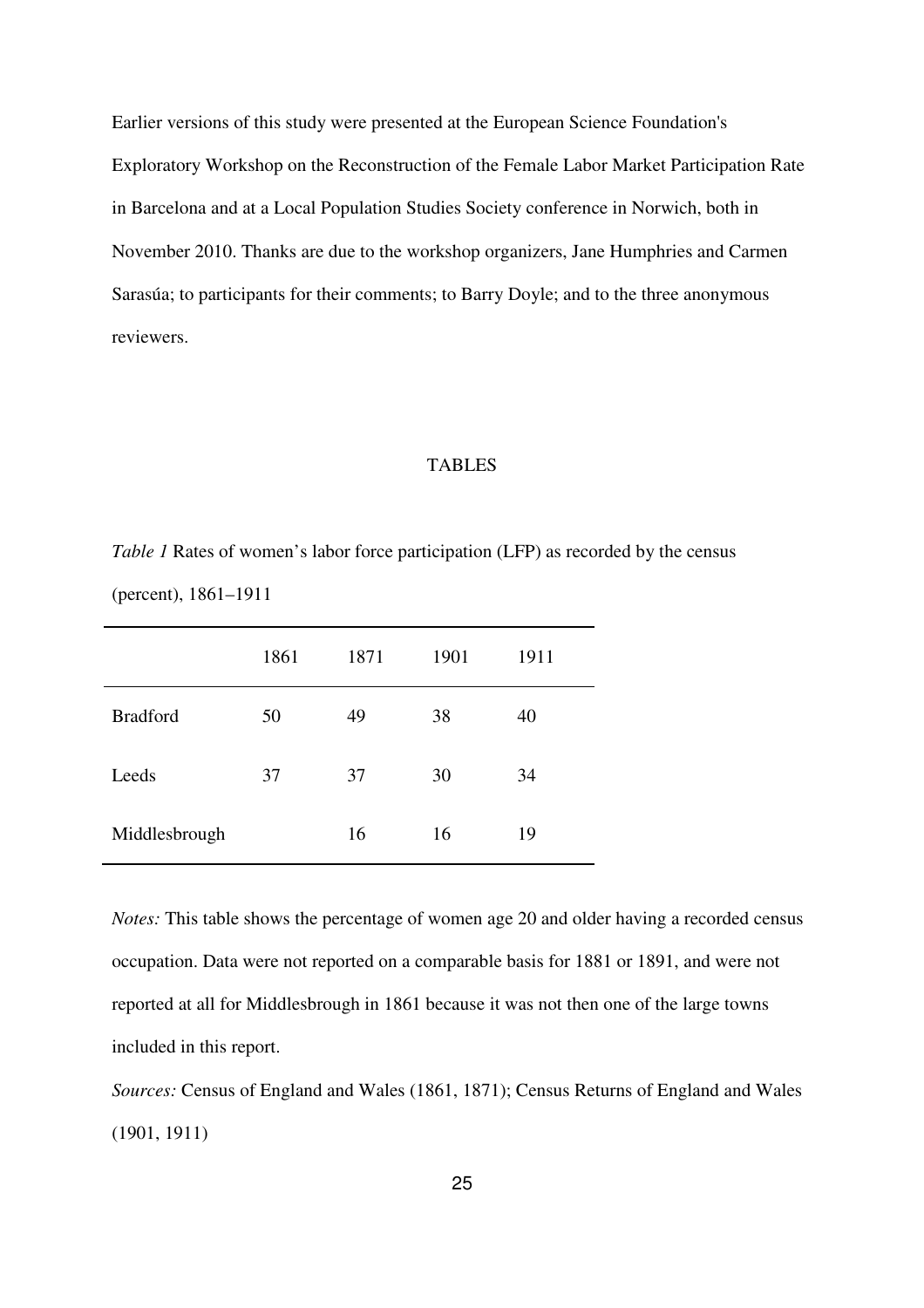Earlier versions of this study were presented at the European Science Foundation's Exploratory Workshop on the Reconstruction of the Female Labor Market Participation Rate in Barcelona and at a Local Population Studies Society conference in Norwich, both in November 2010. Thanks are due to the workshop organizers, Jane Humphries and Carmen Sarasúa; to participants for their comments; to Barry Doyle; and to the three anonymous reviewers.

## TABLES

*Table 1* Rates of women's labor force participation (LFP) as recorded by the census (percent), 1861–1911

| | 1861 | 1871 | 1901 | 1911 |
|---|---|---|---|---|
| Bradford | 50 | 49 | 38 | 40 |
| Leeds | 37 | 37 | 30 | 34 |
| Middlesbrough | | 16 | 16 | 19 |

*Notes:* This table shows the percentage of women age 20 and older having a recorded census occupation. Data were not reported on a comparable basis for 1881 or 1891, and were not reported at all for Middlesbrough in 1861 because it was not then one of the large towns included in this report.

*Sources:* Census of England and Wales (1861, 1871); Census Returns of England and Wales (1901, 1911)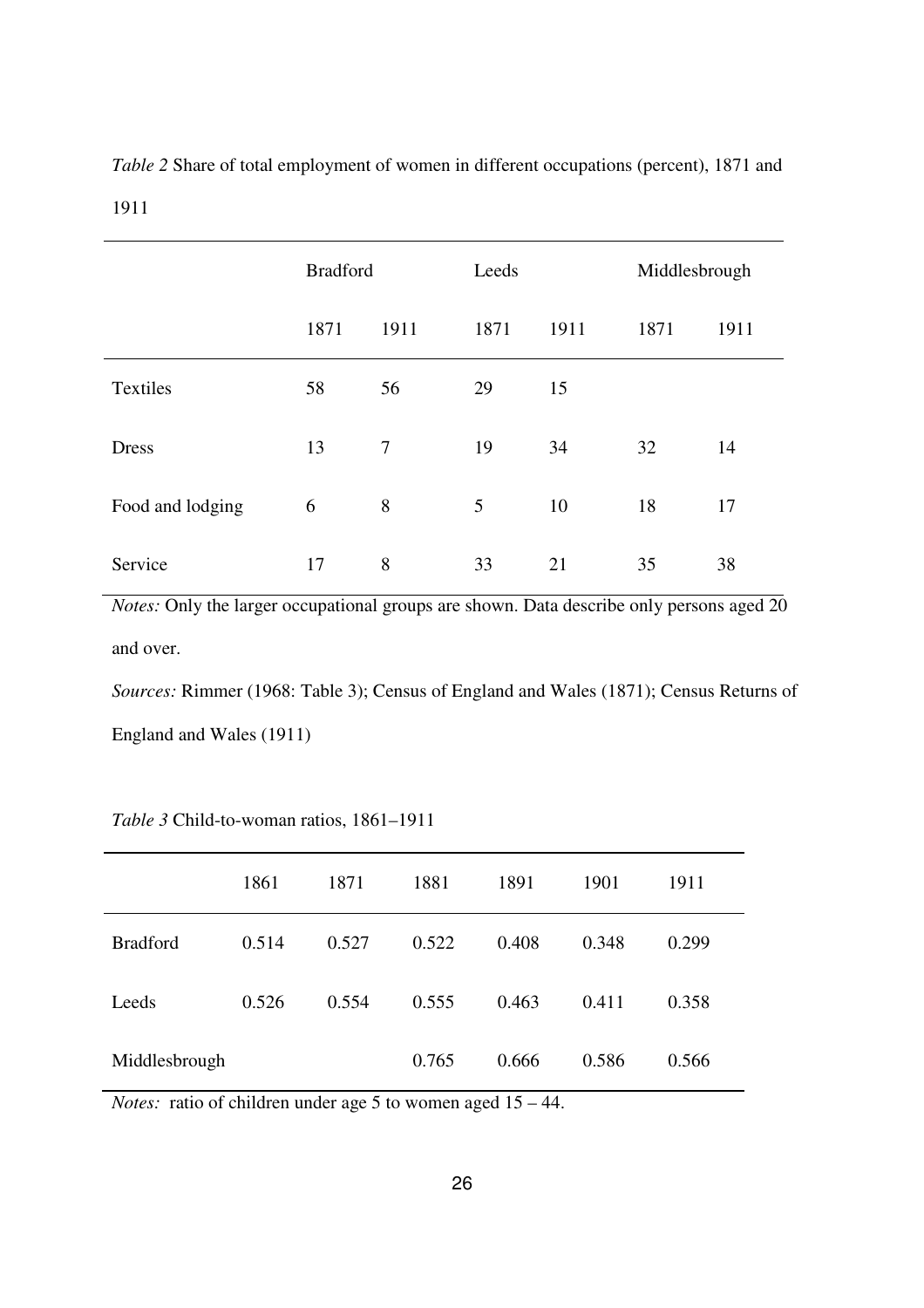*Table 2* Share of total employment of women in different occupations (percent), 1871 and 1911

| | Bradford | | Leeds | | Middlesbrough | |
|---|---|---|---|---|---|---|
| | 1871 | 1911 | 1871 | 1911 | 1871 | 1911 |
| Textiles | 58 | 56 | 29 | 15 | | |
| Dress | 13 | 7 | 19 | 34 | 32 | 14 |
| Food and lodging | 6 | 8 | 5 | 10 | 18 | 17 |
| Service | 17 | 8 | 33 | 21 | 35 | 38 |

*Notes:* Only the larger occupational groups are shown. Data describe only persons aged 20 and over.

*Sources:* Rimmer (1968: Table 3); Census of England and Wales (1871); Census Returns of England and Wales (1911)

*Table 3* Child-to-woman ratios, 1861–1911

| | 1861 | 1871 | 1881 | 1891 | 1901 | 1911 |
|---|---|---|---|---|---|---|
| Bradford | 0.514 | 0.527 | 0.522 | 0.408 | 0.348 | 0.299 |
| Leeds | 0.526 | 0.554 | 0.555 | 0.463 | 0.411 | 0.358 |
| Middlesbrough | | | 0.765 | 0.666 | 0.586 | 0.566 |

*Notes:* ratio of children under age 5 to women aged 15 – 44.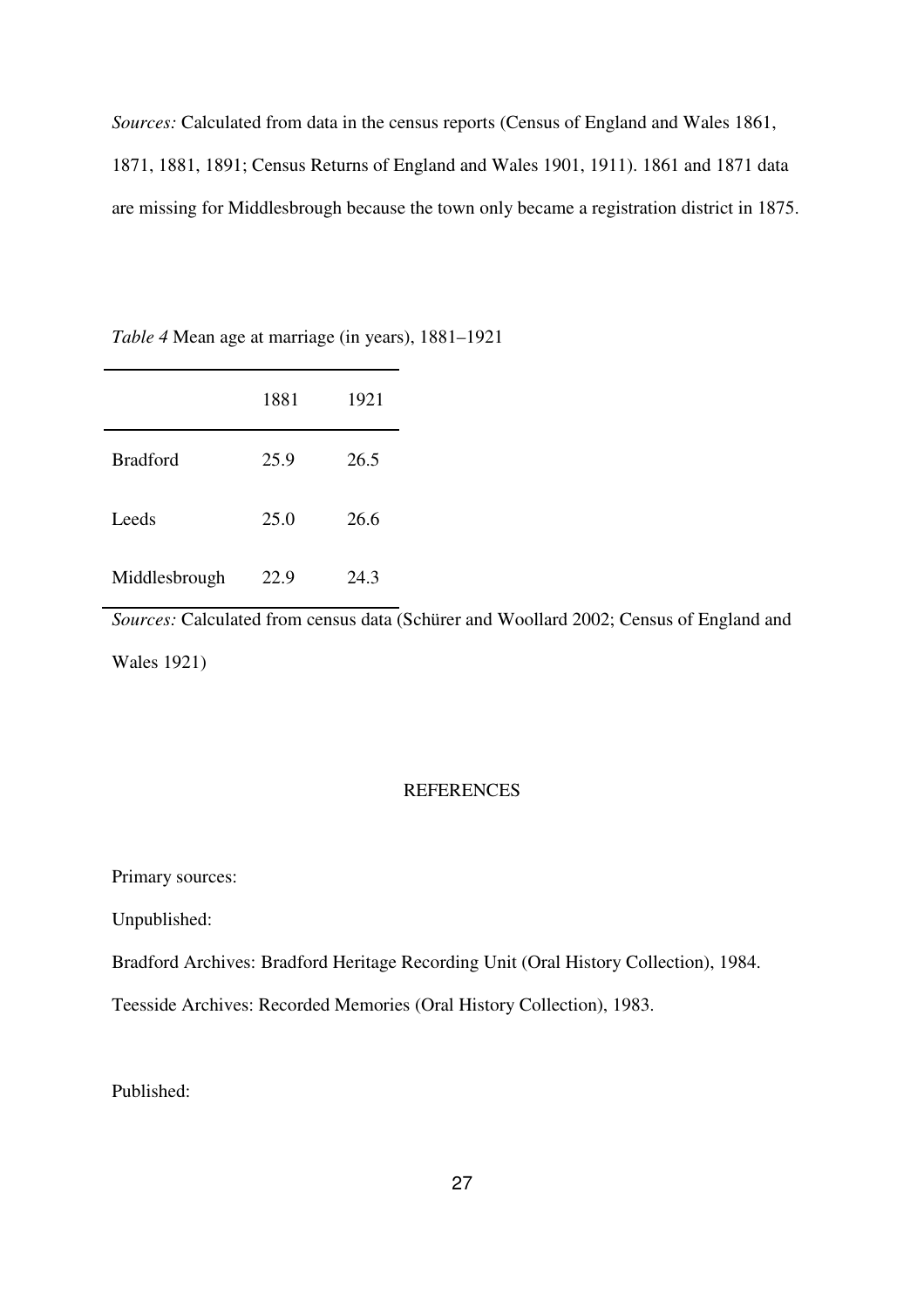*Sources:* Calculated from data in the census reports (Census of England and Wales 1861, 1871, 1881, 1891; Census Returns of England and Wales 1901, 1911). 1861 and 1871 data are missing for Middlesbrough because the town only became a registration district in 1875.

*Table 4* Mean age at marriage (in years), 1881–1921

| | 1881 | 1921 |
|---|---|---|
| Bradford | 25.9 | 26.5 |
| Leeds | 25.0 | 26.6 |
| Middlesbrough | 22.9 | 24.3 |

*Sources:* Calculated from census data (Schürer and Woollard 2002; Census of England and Wales 1921)

REFERENCES

Primary sources:

Unpublished:

Bradford Archives: Bradford Heritage Recording Unit (Oral History Collection), 1984.

Teesside Archives: Recorded Memories (Oral History Collection), 1983.

Published: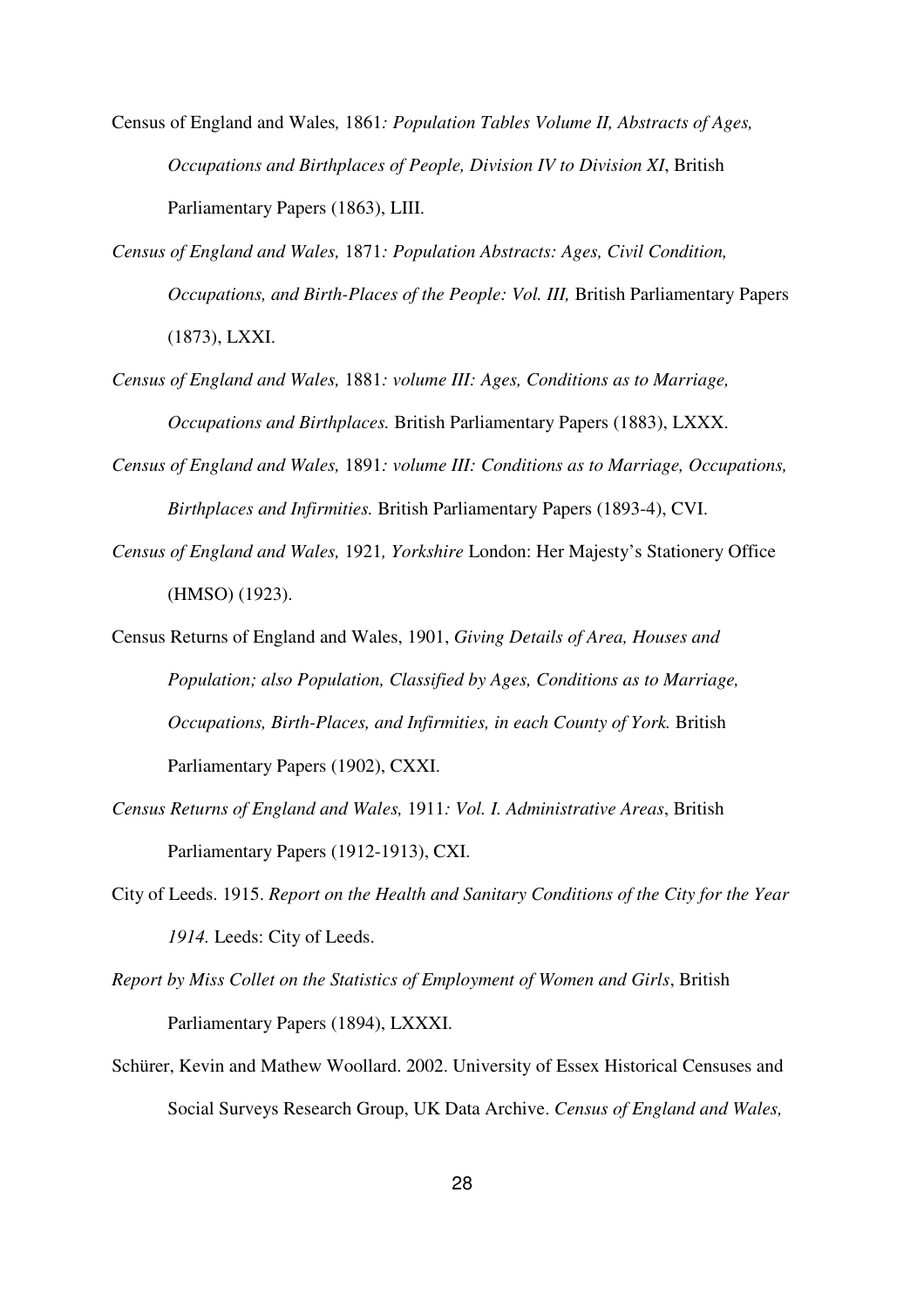Census of England and Wales*,* 1861*: Population Tables Volume II, Abstracts of Ages, Occupations and Birthplaces of People, Division IV to Division XI*, British Parliamentary Papers (1863), LIII.

*Census of England and Wales,* 1871*: Population Abstracts: Ages, Civil Condition, Occupations, and Birth-Places of the People: Vol. III,* British Parliamentary Papers (1873), LXXI.

*Census of England and Wales,* 1881*: volume III: Ages, Conditions as to Marriage, Occupations and Birthplaces.* British Parliamentary Papers (1883), LXXX.

*Census of England and Wales,* 1891*: volume III: Conditions as to Marriage, Occupations, Birthplaces and Infirmities.* British Parliamentary Papers (1893-4), CVI.

*Census of England and Wales,* 1921*, Yorkshire* London: Her Majesty's Stationery Office (HMSO) (1923).

Census Returns of England and Wales, 1901, *Giving Details of Area, Houses and Population; also Population, Classified by Ages, Conditions as to Marriage, Occupations, Birth-Places, and Infirmities, in each County of York.* British Parliamentary Papers (1902), CXXI.

*Census Returns of England and Wales,* 1911*: Vol. I. Administrative Areas*, British Parliamentary Papers (1912-1913), CXI.

City of Leeds. 1915. *Report on the Health and Sanitary Conditions of the City for the Year 1914.* Leeds: City of Leeds.

*Report by Miss Collet on the Statistics of Employment of Women and Girls*, British Parliamentary Papers (1894), LXXXI.

Schürer, Kevin and Mathew Woollard. 2002. University of Essex Historical Censuses and Social Surveys Research Group, UK Data Archive. *Census of England and Wales,*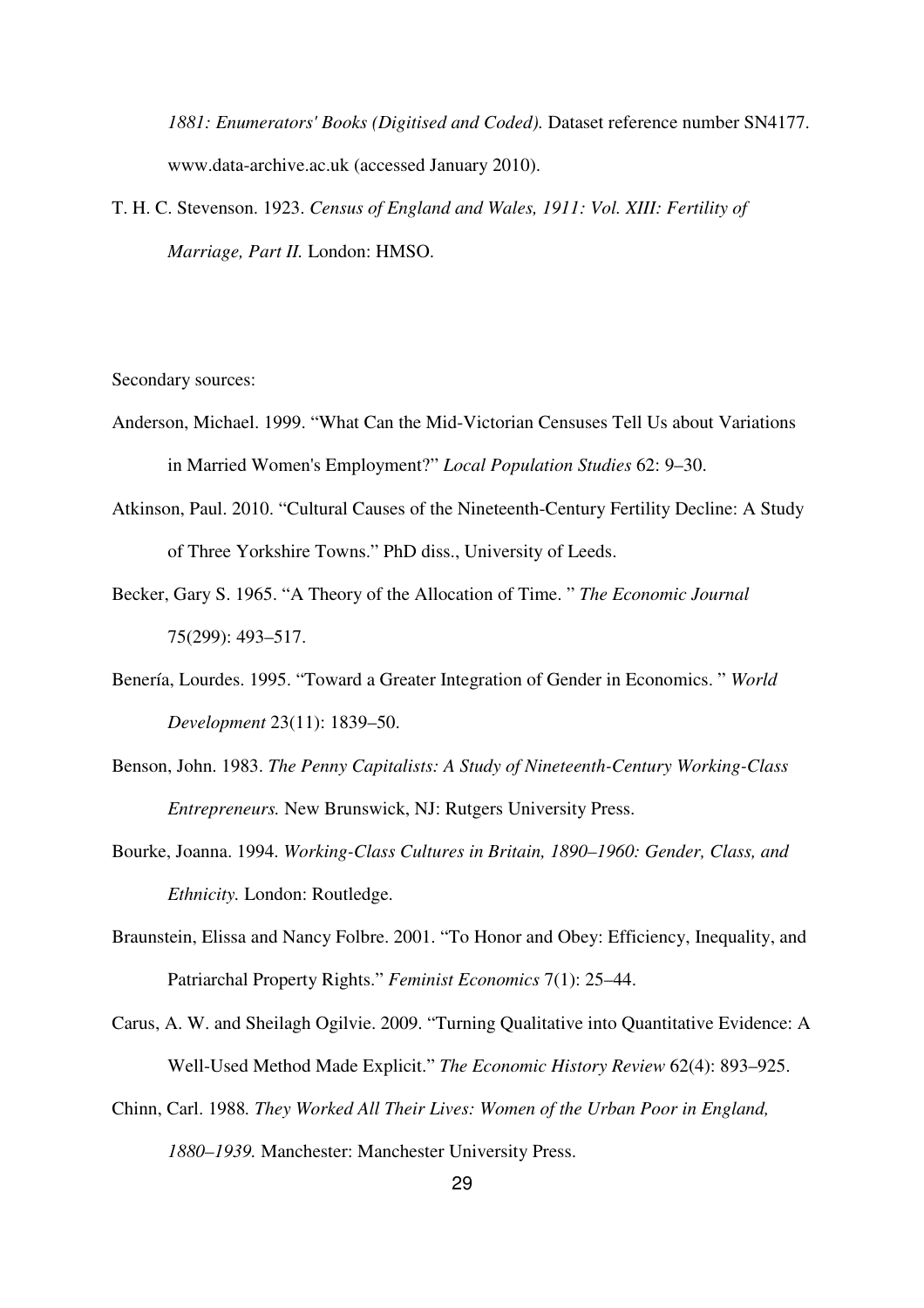*1881: Enumerators' Books (Digitised and Coded).* Dataset reference number SN4177. www.data-archive.ac.uk (accessed January 2010).

T. H. C. Stevenson. 1923. *Census of England and Wales, 1911: Vol. XIII: Fertility of Marriage, Part II.* London: HMSO.

Secondary sources:

Anderson, Michael. 1999. "What Can the Mid-Victorian Censuses Tell Us about Variations in Married Women's Employment?" *Local Population Studies* 62: 9–30.

Atkinson, Paul. 2010. "Cultural Causes of the Nineteenth-Century Fertility Decline: A Study of Three Yorkshire Towns." PhD diss., University of Leeds.

Becker, Gary S. 1965. "A Theory of the Allocation of Time. " *The Economic Journal* 75(299): 493–517.

Benería, Lourdes. 1995. "Toward a Greater Integration of Gender in Economics. " *World Development* 23(11): 1839–50.

Benson, John. 1983. *The Penny Capitalists: A Study of Nineteenth-Century Working-Class Entrepreneurs.* New Brunswick, NJ: Rutgers University Press.

Bourke, Joanna. 1994. *Working-Class Cultures in Britain, 1890–1960: Gender, Class, and Ethnicity.* London: Routledge.

Braunstein, Elissa and Nancy Folbre. 2001. "To Honor and Obey: Efficiency, Inequality, and Patriarchal Property Rights." *Feminist Economics* 7(1): 25–44.

Carus, A. W. and Sheilagh Ogilvie. 2009. "Turning Qualitative into Quantitative Evidence: A Well-Used Method Made Explicit." *The Economic History Review* 62(4): 893–925.

Chinn, Carl. 1988. *They Worked All Their Lives: Women of the Urban Poor in England, 1880–1939.* Manchester: Manchester University Press.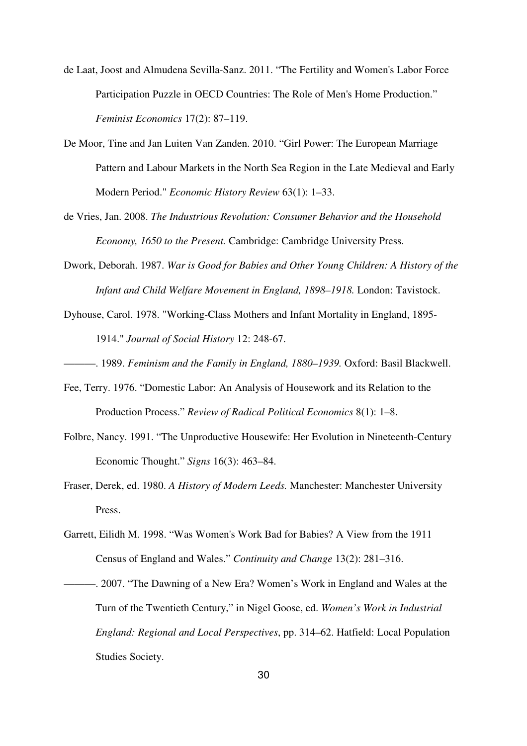de Laat, Joost and Almudena Sevilla-Sanz. 2011. "The Fertility and Women's Labor Force Participation Puzzle in OECD Countries: The Role of Men's Home Production." *Feminist Economics* 17(2): 87–119.

De Moor, Tine and Jan Luiten Van Zanden. 2010. "Girl Power: The European Marriage Pattern and Labour Markets in the North Sea Region in the Late Medieval and Early Modern Period." *Economic History Review* 63(1): 1–33.

de Vries, Jan. 2008. *The Industrious Revolution: Consumer Behavior and the Household Economy, 1650 to the Present.* Cambridge: Cambridge University Press.

Dwork, Deborah. 1987. *War is Good for Babies and Other Young Children: A History of the Infant and Child Welfare Movement in England, 1898–1918.* London: Tavistock.

Dyhouse, Carol. 1978. "Working-Class Mothers and Infant Mortality in England, 1895-1914." *Journal of Social History* 12: 248-67.

———. 1989. *Feminism and the Family in England, 1880–1939.* Oxford: Basil Blackwell.

Fee, Terry. 1976. "Domestic Labor: An Analysis of Housework and its Relation to the Production Process." *Review of Radical Political Economics* 8(1): 1–8.

Folbre, Nancy. 1991. "The Unproductive Housewife: Her Evolution in Nineteenth-Century Economic Thought." *Signs* 16(3): 463–84.

Fraser, Derek, ed. 1980. *A History of Modern Leeds.* Manchester: Manchester University Press.

Garrett, Eilidh M. 1998. "Was Women's Work Bad for Babies? A View from the 1911 Census of England and Wales." *Continuity and Change* 13(2): 281–316.

———. 2007. "The Dawning of a New Era? Women's Work in England and Wales at the Turn of the Twentieth Century," in Nigel Goose, ed. *Women's Work in Industrial England: Regional and Local Perspectives*, pp. 314–62. Hatfield: Local Population Studies Society.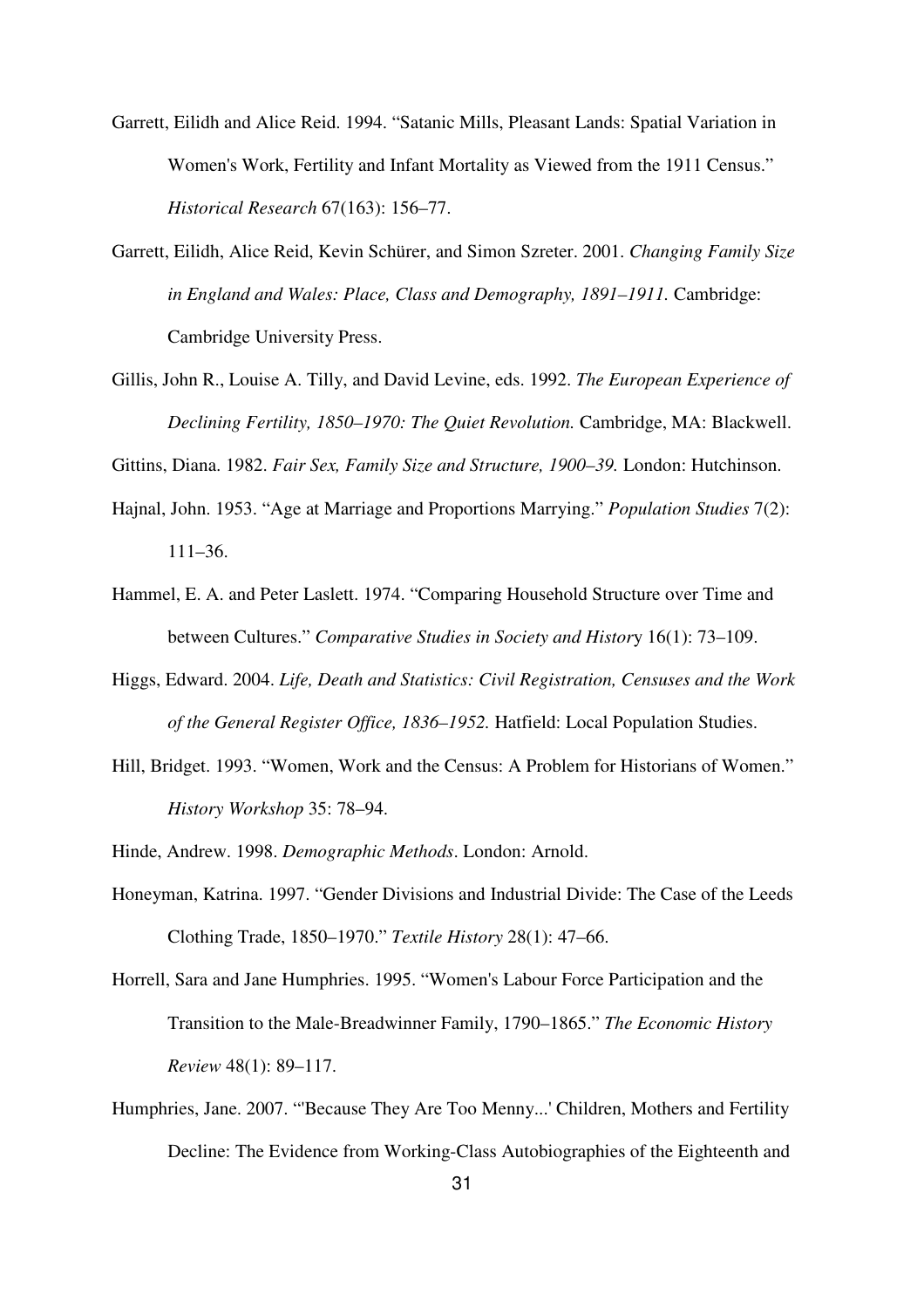Garrett, Eilidh and Alice Reid. 1994. "Satanic Mills, Pleasant Lands: Spatial Variation in Women's Work, Fertility and Infant Mortality as Viewed from the 1911 Census." *Historical Research* 67(163): 156–77.

Garrett, Eilidh, Alice Reid, Kevin Schürer, and Simon Szreter. 2001. *Changing Family Size in England and Wales: Place, Class and Demography, 1891–1911.* Cambridge: Cambridge University Press.

Gillis, John R., Louise A. Tilly, and David Levine, eds. 1992. *The European Experience of Declining Fertility, 1850–1970: The Quiet Revolution.* Cambridge, MA: Blackwell.

Gittins, Diana. 1982. *Fair Sex, Family Size and Structure, 1900–39.* London: Hutchinson.

Hajnal, John. 1953. "Age at Marriage and Proportions Marrying." *Population Studies* 7(2): 111–36.

Hammel, E. A. and Peter Laslett. 1974. "Comparing Household Structure over Time and between Cultures." *Comparative Studies in Society and History* 16(1): 73–109.

Higgs, Edward. 2004. *Life, Death and Statistics: Civil Registration, Censuses and the Work of the General Register Office, 1836–1952.* Hatfield: Local Population Studies.

Hill, Bridget. 1993. "Women, Work and the Census: A Problem for Historians of Women." *History Workshop* 35: 78–94.

Hinde, Andrew. 1998. *Demographic Methods*. London: Arnold.

Honeyman, Katrina. 1997. "Gender Divisions and Industrial Divide: The Case of the Leeds Clothing Trade, 1850–1970." *Textile History* 28(1): 47–66.

Horrell, Sara and Jane Humphries. 1995. "Women's Labour Force Participation and the Transition to the Male-Breadwinner Family, 1790–1865." *The Economic History Review* 48(1): 89–117.

Humphries, Jane. 2007. "'Because They Are Too Menny...' Children, Mothers and Fertility Decline: The Evidence from Working-Class Autobiographies of the Eighteenth and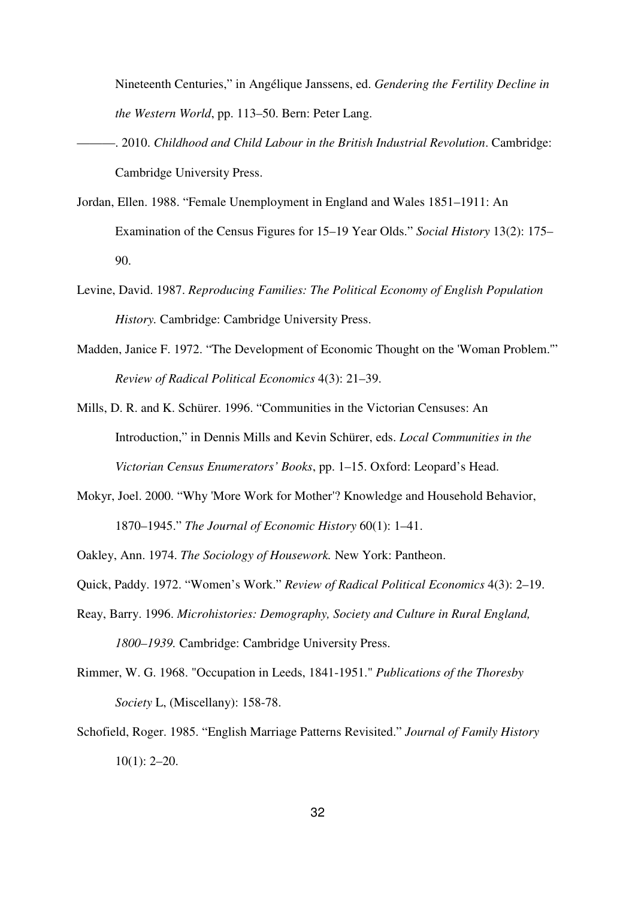Nineteenth Centuries," in Angélique Janssens, ed. *Gendering the Fertility Decline in the Western World*, pp. 113–50. Bern: Peter Lang.

———. 2010. *Childhood and Child Labour in the British Industrial Revolution*. Cambridge: Cambridge University Press.

Jordan, Ellen. 1988. "Female Unemployment in England and Wales 1851–1911: An Examination of the Census Figures for 15–19 Year Olds." *Social History* 13(2): 175–90.

Levine, David. 1987. *Reproducing Families: The Political Economy of English Population History.* Cambridge: Cambridge University Press.

Madden, Janice F. 1972. "The Development of Economic Thought on the 'Woman Problem.'" *Review of Radical Political Economics* 4(3): 21–39.

Mills, D. R. and K. Schürer. 1996. "Communities in the Victorian Censuses: An Introduction," in Dennis Mills and Kevin Schürer, eds. *Local Communities in the Victorian Census Enumerators' Books*, pp. 1–15. Oxford: Leopard's Head.

Mokyr, Joel. 2000. "Why 'More Work for Mother'? Knowledge and Household Behavior, 1870–1945." *The Journal of Economic History* 60(1): 1–41.

Oakley, Ann. 1974. *The Sociology of Housework.* New York: Pantheon.

Quick, Paddy. 1972. "Women's Work." *Review of Radical Political Economics* 4(3): 2–19.

Reay, Barry. 1996. *Microhistories: Demography, Society and Culture in Rural England, 1800–1939.* Cambridge: Cambridge University Press.

Rimmer, W. G. 1968. "Occupation in Leeds, 1841-1951." *Publications of the Thoresby Society* L, (Miscellany): 158-78.

Schofield, Roger. 1985. "English Marriage Patterns Revisited." *Journal of Family History* 10(1): 2–20.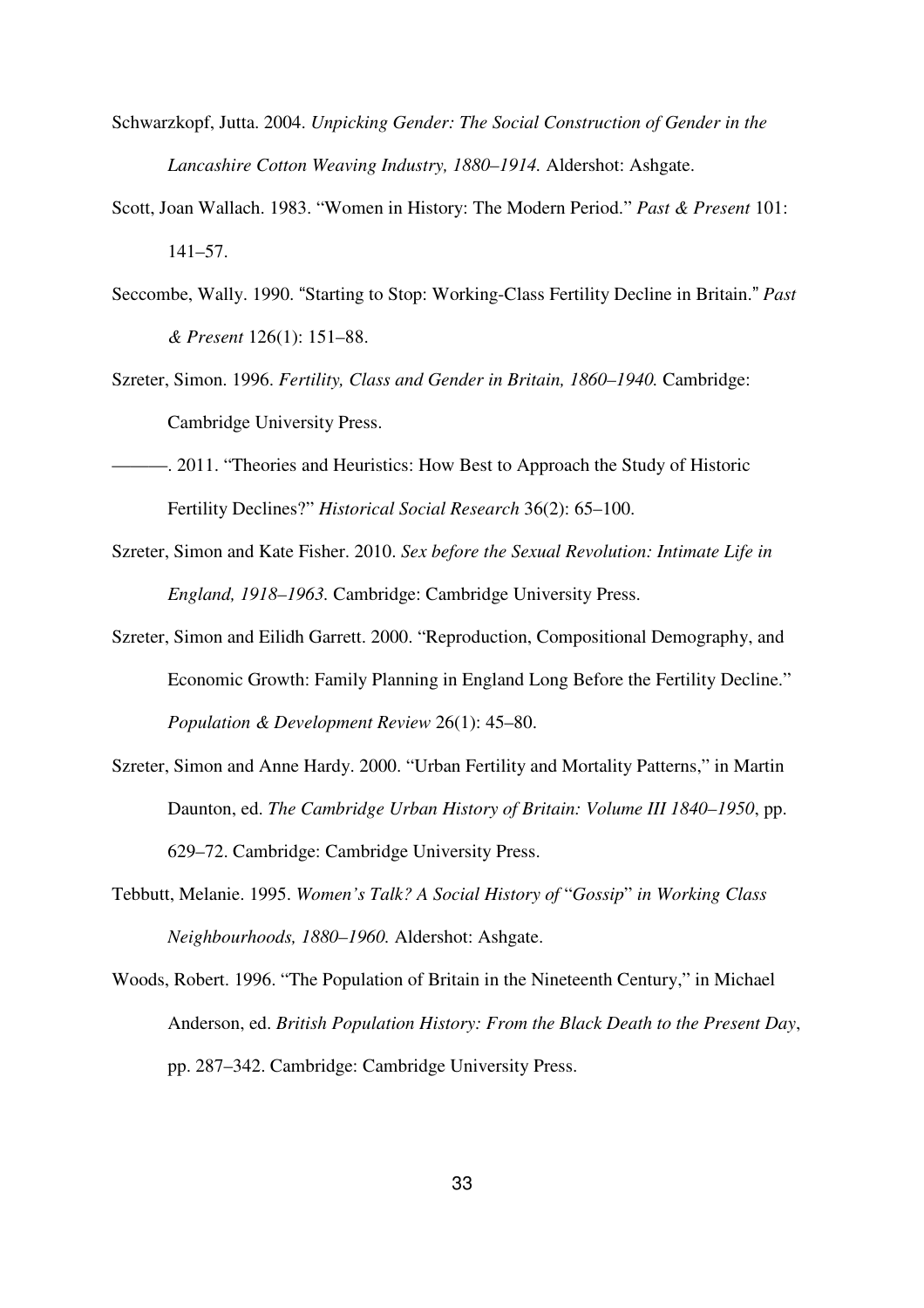Schwarzkopf, Jutta. 2004. *Unpicking Gender: The Social Construction of Gender in the Lancashire Cotton Weaving Industry, 1880–1914.* Aldershot: Ashgate.

Scott, Joan Wallach. 1983. "Women in History: The Modern Period." *Past & Present* 101: 141–57.

Seccombe, Wally. 1990. "Starting to Stop: Working-Class Fertility Decline in Britain." *Past & Present* 126(1): 151–88.

Szreter, Simon. 1996. *Fertility, Class and Gender in Britain, 1860–1940.* Cambridge: Cambridge University Press.

———. 2011. "Theories and Heuristics: How Best to Approach the Study of Historic Fertility Declines?" *Historical Social Research* 36(2): 65–100.

Szreter, Simon and Kate Fisher. 2010. *Sex before the Sexual Revolution: Intimate Life in England, 1918–1963.* Cambridge: Cambridge University Press.

Szreter, Simon and Eilidh Garrett. 2000. "Reproduction, Compositional Demography, and Economic Growth: Family Planning in England Long Before the Fertility Decline." *Population & Development Review* 26(1): 45–80.

Szreter, Simon and Anne Hardy. 2000. "Urban Fertility and Mortality Patterns," in Martin Daunton, ed. *The Cambridge Urban History of Britain: Volume III 1840–1950*, pp. 629–72. Cambridge: Cambridge University Press.

Tebbutt, Melanie. 1995. *Women's Talk? A Social History of "Gossip" in Working Class Neighbourhoods, 1880–1960.* Aldershot: Ashgate.

Woods, Robert. 1996. "The Population of Britain in the Nineteenth Century," in Michael Anderson, ed. *British Population History: From the Black Death to the Present Day*, pp. 287–342. Cambridge: Cambridge University Press.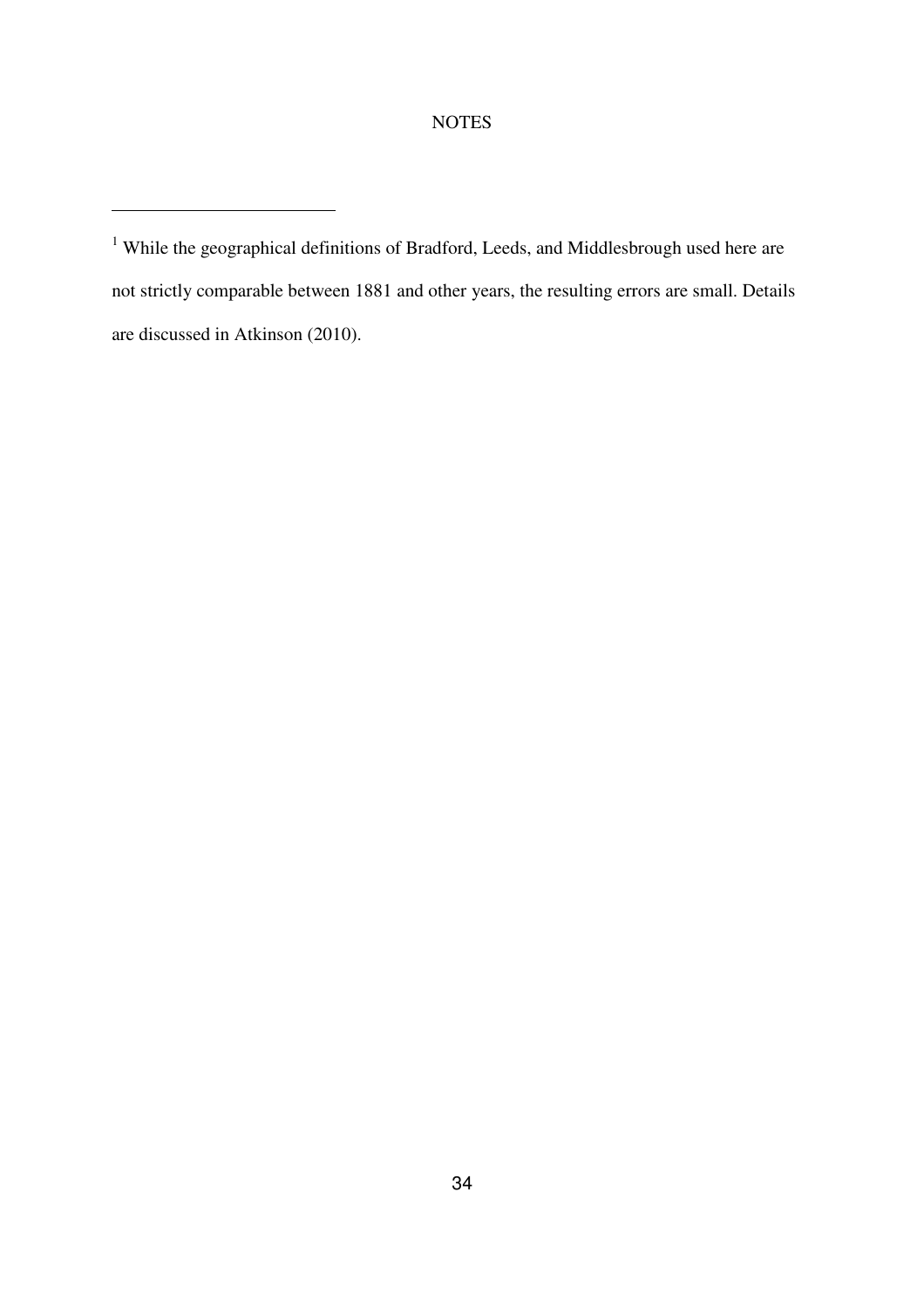# NOTES

[1] While the geographical definitions of Bradford, Leeds, and Middlesbrough used here are not strictly comparable between 1881 and other years, the resulting errors are small. Details are discussed in Atkinson (2010).